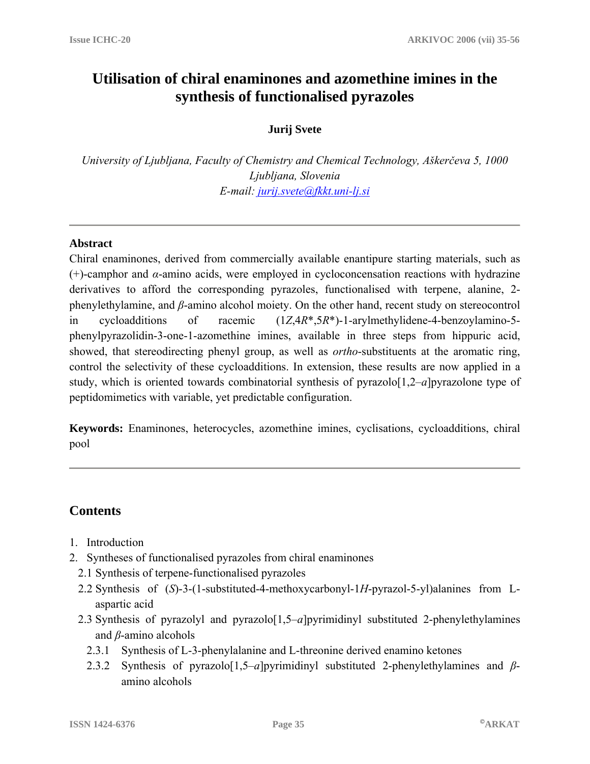# Utilisation of chiral enaminones and azomethine imines in the synthesis of functionalised pyrazoles

**Jurij Svete**

*University of Ljubljana, Faculty of Chemistry and Chemical Technology, Aškerčeva 5, 1000 Ljubljana, Slovenia*
*E-mail: jurij.svete@fkkt.uni-lj.si*

---

### Abstract

Chiral enaminones, derived from commercially available enantipure starting materials, such as (+)-camphor and *α*-amino acids, were employed in cycloconcensation reactions with hydrazine derivatives to afford the corresponding pyrazoles, functionalised with terpene, alanine, 2-phenylethylamine, and *β*-amino alcohol moiety. On the other hand, recent study on stereocontrol in cycloadditions of racemic (1*Z*,4*R**,5*R**)-1-arylmethylidene-4-benzoylamino-5-phenylpyrazolidin-3-one-1-azomethine imines, available in three steps from hippuric acid, showed, that stereodirecting phenyl group, as well as *ortho*-substituents at the aromatic ring, control the selectivity of these cycloadditions. In extension, these results are now applied in a study, which is oriented towards combinatorial synthesis of pyrazolo[1,2–*a*]pyrazolone type of peptidomimetics with variable, yet predictable configuration.

**Keywords:** Enaminones, heterocycles, azomethine imines, cyclisations, cycloadditions, chiral pool

---

## Contents

1. Introduction
2. Syntheses of functionalised pyrazoles from chiral enaminones
   - 2.1 Synthesis of terpene-functionalised pyrazoles
   - 2.2 Synthesis of (*S*)-3-(1-substituted-4-methoxycarbonyl-1*H*-pyrazol-5-yl)alanines from L-aspartic acid
   - 2.3 Synthesis of pyrazolyl and pyrazolo[1,5–*a*]pyrimidinyl substituted 2-phenylethylamines and *β*-amino alcohols
     - 2.3.1 Synthesis of L-3-phenylalanine and L-threonine derived enamino ketones
     - 2.3.2 Synthesis of pyrazolo[1,5–*a*]pyrimidinyl substituted 2-phenylethylamines and *β*-amino alcohols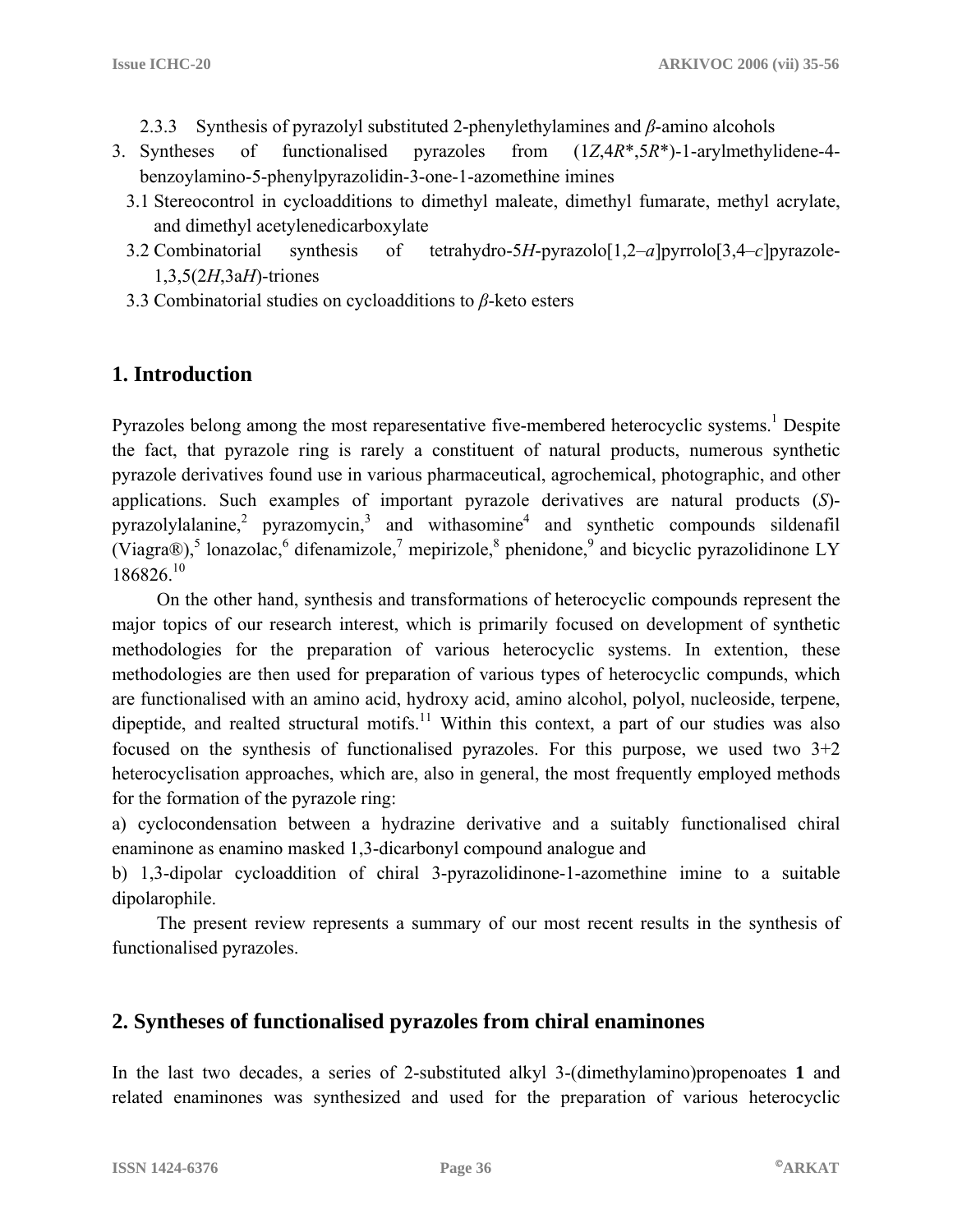2.3.3 Synthesis of pyrazolyl substituted 2-phenylethylamines and *β*-amino alcohols

3. Syntheses of functionalised pyrazoles from (1*Z*,4*R*\*,5*R*\*)-1-arylmethylidene-4-benzoylamino-5-phenylpyrazolidin-3-one-1-azomethine imines

   3.1 Stereocontrol in cycloadditions to dimethyl maleate, dimethyl fumarate, methyl acrylate, and dimethyl acetylenedicarboxylate

   3.2 Combinatorial synthesis of tetrahydro-5*H*-pyrazolo[1,2–*a*]pyrrolo[3,4–*c*]pyrazole-1,3,5(2*H*,3a*H*)-triones

   3.3 Combinatorial studies on cycloadditions to *β*-keto esters

## 1. Introduction

Pyrazoles belong among the most reparesentative five-membered heterocyclic systems.[1] Despite the fact, that pyrazole ring is rarely a constituent of natural products, numerous synthetic pyrazole derivatives found use in various pharmaceutical, agrochemical, photographic, and other applications. Such examples of important pyrazole derivatives are natural products (*S*)-pyrazolylalanine,[2] pyrazomycin,[3] and withasomine[4] and synthetic compounds sildenafil (Viagra®),[5] lonazolac,[6] difenamizole,[7] mepirizole,[8] phenidone,[9] and bicyclic pyrazolidinone LY 186826.[10]

On the other hand, synthesis and transformations of heterocyclic compounds represent the major topics of our research interest, which is primarily focused on development of synthetic methodologies for the preparation of various heterocyclic systems. In extention, these methodologies are then used for preparation of various types of heterocyclic compunds, which are functionalised with an amino acid, hydroxy acid, amino alcohol, polyol, nucleoside, terpene, dipeptide, and realted structural motifs.[11] Within this context, a part of our studies was also focused on the synthesis of functionalised pyrazoles. For this purpose, we used two 3+2 heterocyclisation approaches, which are, also in general, the most frequently employed methods for the formation of the pyrazole ring:

a) cyclocondensation between a hydrazine derivative and a suitably functionalised chiral enaminone as enamino masked 1,3-dicarbonyl compound analogue and

b) 1,3-dipolar cycloaddition of chiral 3-pyrazolidinone-1-azomethine imine to a suitable dipolarophile.

The present review represents a summary of our most recent results in the synthesis of functionalised pyrazoles.

## 2. Syntheses of functionalised pyrazoles from chiral enaminones

In the last two decades, a series of 2-substituted alkyl 3-(dimethylamino)propenoates **1** and related enaminones was synthesized and used for the preparation of various heterocyclic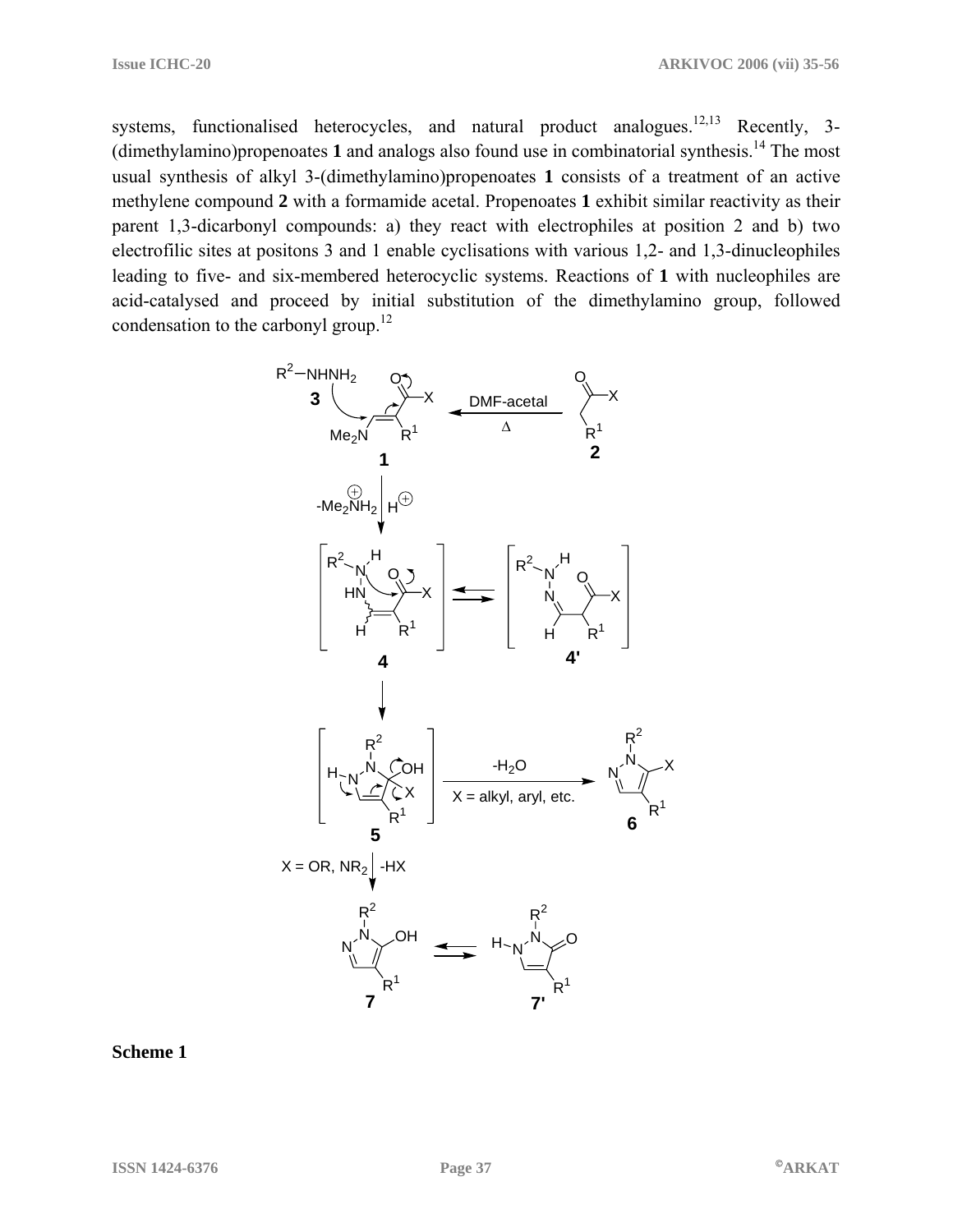systems, functionalised heterocycles, and natural product analogues.[12,13] Recently, 3-(dimethylamino)propenoates **1** and analogs also found use in combinatorial synthesis.[14] The most usual synthesis of alkyl 3-(dimethylamino)propenoates **1** consists of a treatment of an active methylene compound **2** with a formamide acetal. Propenoates **1** exhibit similar reactivity as their parent 1,3-dicarbonyl compounds: a) they react with electrophiles at position 2 and b) two electrofilic sites at positons 3 and 1 enable cyclisations with various 1,2- and 1,3-dinucleophiles leading to five- and six-membered heterocyclic systems. Reactions of **1** with nucleophiles are acid-catalysed and proceed by initial substitution of the dimethylamino group, followed condensation to the carbonyl group.[12]

**Scheme 1**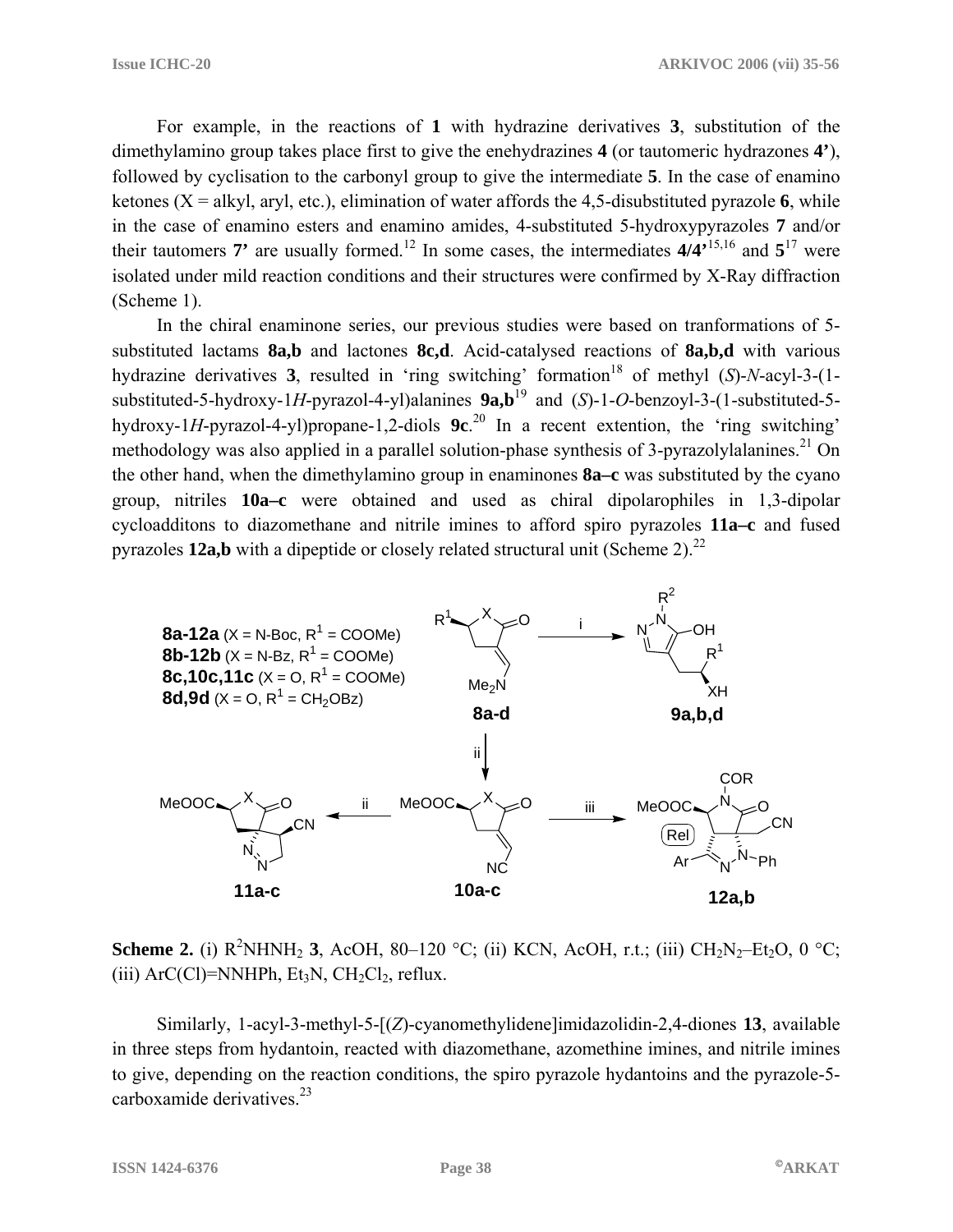For example, in the reactions of **1** with hydrazine derivatives **3**, substitution of the dimethylamino group takes place first to give the enehydrazines **4** (or tautomeric hydrazones **4'**), followed by cyclisation to the carbonyl group to give the intermediate **5**. In the case of enamino ketones (X = alkyl, aryl, etc.), elimination of water affords the 4,5-disubstituted pyrazole **6**, while in the case of enamino esters and enamino amides, 4-substituted 5-hydroxypyrazoles **7** and/or their tautomers **7'** are usually formed.[12] In some cases, the intermediates **4/4'**[15,16] and **5**[17] were isolated under mild reaction conditions and their structures were confirmed by X-Ray diffraction (Scheme 1).

In the chiral enaminone series, our previous studies were based on tranformations of 5-substituted lactams **8a,b** and lactones **8c,d**. Acid-catalysed reactions of **8a,b,d** with various hydrazine derivatives **3**, resulted in 'ring switching' formation[18] of methyl (*S*)-*N*-acyl-3-(1-substituted-5-hydroxy-1*H*-pyrazol-4-yl)alanines **9a,b**[19] and (*S*)-1-*O*-benzoyl-3-(1-substituted-5-hydroxy-1*H*-pyrazol-4-yl)propane-1,2-diols **9c**.[20] In a recent extention, the 'ring switching' methodology was also applied in a parallel solution-phase synthesis of 3-pyrazolylalanines.[21] On the other hand, when the dimethylamino group in enaminones **8a–c** was substituted by the cyano group, nitriles **10a–c** were obtained and used as chiral dipolarophiles in 1,3-dipolar cycloadditons to diazomethane and nitrile imines to afford spiro pyrazoles **11a–c** and fused pyrazoles **12a,b** with a dipeptide or closely related structural unit (Scheme 2).[22]

**8a-12a** (X = N-Boc, $R^1$ = COOMe)
**8b-12b** (X = N-Bz, $R^1$ = COOMe)
**8c,10c,11c** (X = O, $R^1$ = COOMe)
**8d,9d** (X = O, $R^1$ = $CH_2$OBz)

**Scheme 2.** (i) $R^2NHNH_2$ **3**, AcOH, 80–120 °C; (ii) KCN, AcOH, r.t.; (iii) $CH_2N_2$–$Et_2O$, 0 °C; (iii) ArC(Cl)=NNHPh, $Et_3N$, $CH_2Cl_2$, reflux.

Similarly, 1-acyl-3-methyl-5-[(*Z*)-cyanomethylidene]imidazolidin-2,4-diones **13**, available in three steps from hydantoin, reacted with diazomethane, azomethine imines, and nitrile imines to give, depending on the reaction conditions, the spiro pyrazole hydantoins and the pyrazole-5-carboxamide derivatives.[23]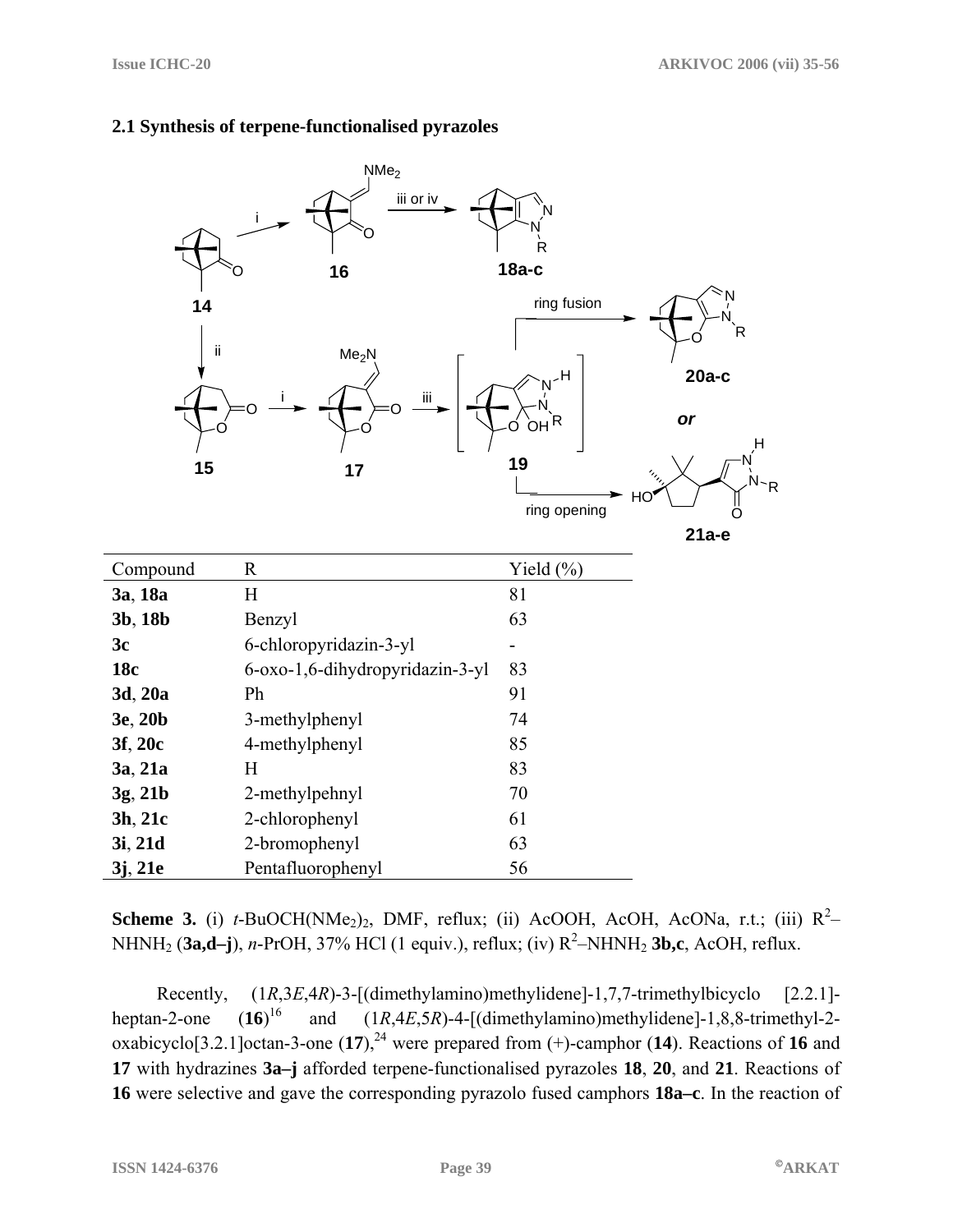## 2.1 Synthesis of terpene-functionalised pyrazoles

| Compound | R | Yield (%) |
| --- | --- | --- |
| **3a**, **18a** | H | 81 |
| **3b**, **18b** | Benzyl | 63 |
| **3c** | 6-chloropyridazin-3-yl | - |
| **18c** | 6-oxo-1,6-dihydropyridazin-3-yl | 83 |
| **3d**, **20a** | Ph | 91 |
| **3e**, **20b** | 3-methylphenyl | 74 |
| **3f**, **20c** | 4-methylphenyl | 85 |
| **3a**, **21a** | H | 83 |
| **3g**, **21b** | 2-methylpehnyl | 70 |
| **3h**, **21c** | 2-chlorophenyl | 61 |
| **3i**, **21d** | 2-bromophenyl | 63 |
| **3j**, **21e** | Pentafluorophenyl | 56 |

**Scheme 3.** (i) *t*-BuOCH($NMe_2$)$_2$, DMF, reflux; (ii) AcOOH, AcOH, AcONa, r.t.; (iii) $R^2$–$NHNH_2$ (**3a,d–j**), *n*-PrOH, 37% HCl (1 equiv.), reflux; (iv) $R^2$–$NHNH_2$ **3b,c**, AcOH, reflux.

Recently, (1*R*,3*E*,4*R*)-3-[(dimethylamino)methylidene]-1,7,7-trimethylbicyclo [2.2.1]-heptan-2-one (**16**)[16] and (1*R*,4*E*,5*R*)-4-[(dimethylamino)methylidene]-1,8,8-trimethyl-2-oxabicyclo[3.2.1]octan-3-one (**17**),[24] were prepared from (+)-camphor (**14**). Reactions of **16** and **17** with hydrazines **3a–j** afforded terpene-functionalised pyrazoles **18**, **20**, and **21**. Reactions of **16** were selective and gave the corresponding pyrazolo fused camphors **18a–c**. In the reaction of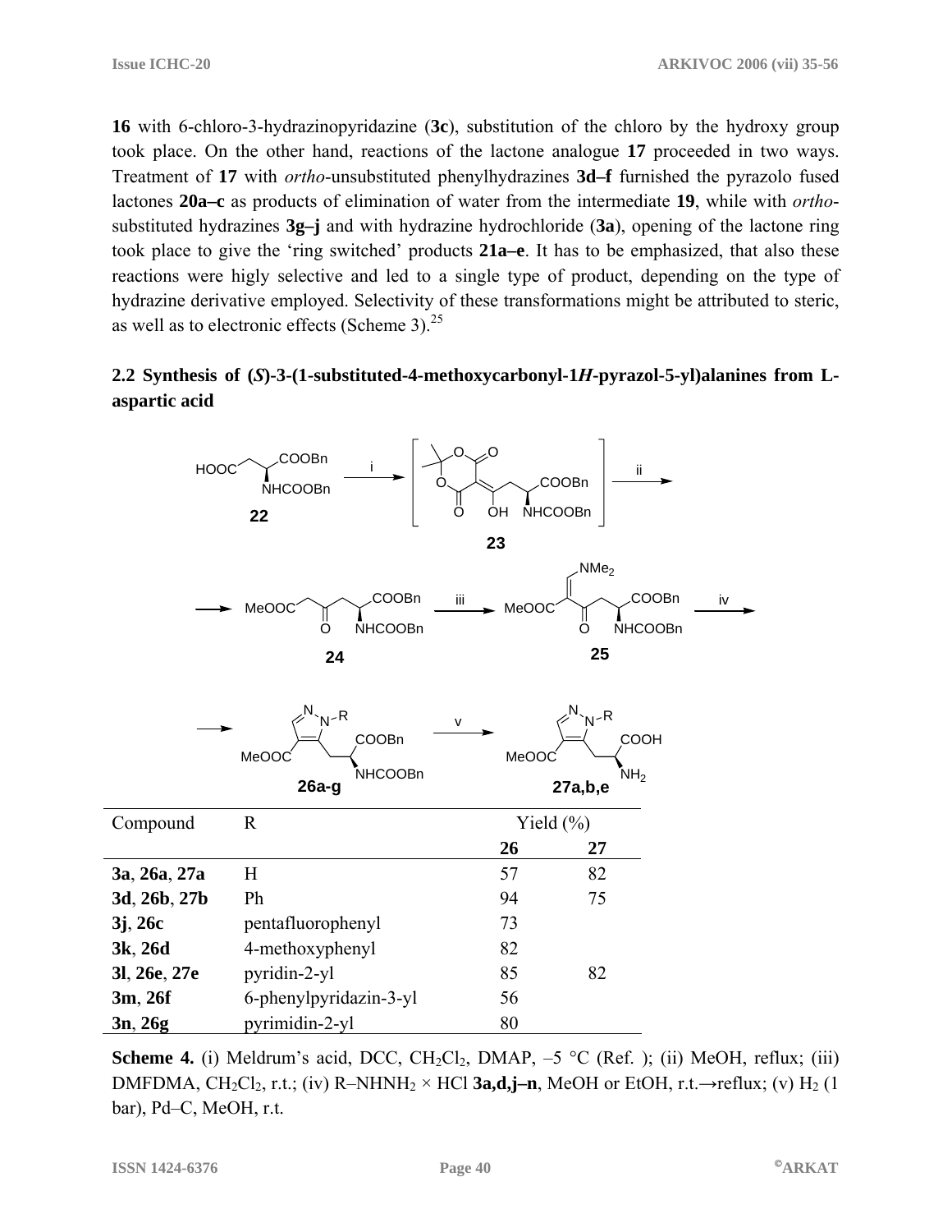**16** with 6-chloro-3-hydrazinopyridazine (**3c**), substitution of the chloro by the hydroxy group took place. On the other hand, reactions of the lactone analogue **17** proceeded in two ways. Treatment of **17** with *ortho*-unsubstituted phenylhydrazines **3d–f** furnished the pyrazolo fused lactones **20a–c** as products of elimination of water from the intermediate **19**, while with *ortho*-substituted hydrazines **3g–j** and with hydrazine hydrochloride (**3a**), opening of the lactone ring took place to give the 'ring switched' products **21a–e**. It has to be emphasized, that also these reactions were higly selective and led to a single type of product, depending on the type of hydrazine derivative employed. Selectivity of these transformations might be attributed to steric, as well as to electronic effects (Scheme 3).[25]

## 2.2 Synthesis of (*S*)-3-(1-substituted-4-methoxycarbonyl-1*H*-pyrazol-5-yl)alanines from L-aspartic acid

| Compound | R | Yield (%) | |
|---|---|---|---|
| | | **26** | **27** |
| **3a**, **26a**, **27a** | H | 57 | 82 |
| **3d**, **26b**, **27b** | Ph | 94 | 75 |
| **3j**, **26c** | pentafluorophenyl | 73 | |
| **3k**, **26d** | 4-methoxyphenyl | 82 | |
| **3l**, **26e**, **27e** | pyridin-2-yl | 85 | 82 |
| **3m**, **26f** | 6-phenylpyridazin-3-yl | 56 | |
| **3n**, **26g** | pyrimidin-2-yl | 80 | |

**Scheme 4.** (i) Meldrum's acid, DCC, $CH_2Cl_2$, DMAP, –5 °C (Ref. ); (ii) MeOH, reflux; (iii) DMFDMA, $CH_2Cl_2$, r.t.; (iv) R–NHNH$_2$ × HCl **3a,d,j–n**, MeOH or EtOH, r.t.→reflux; (v) $H_2$ (1 bar), Pd–C, MeOH, r.t.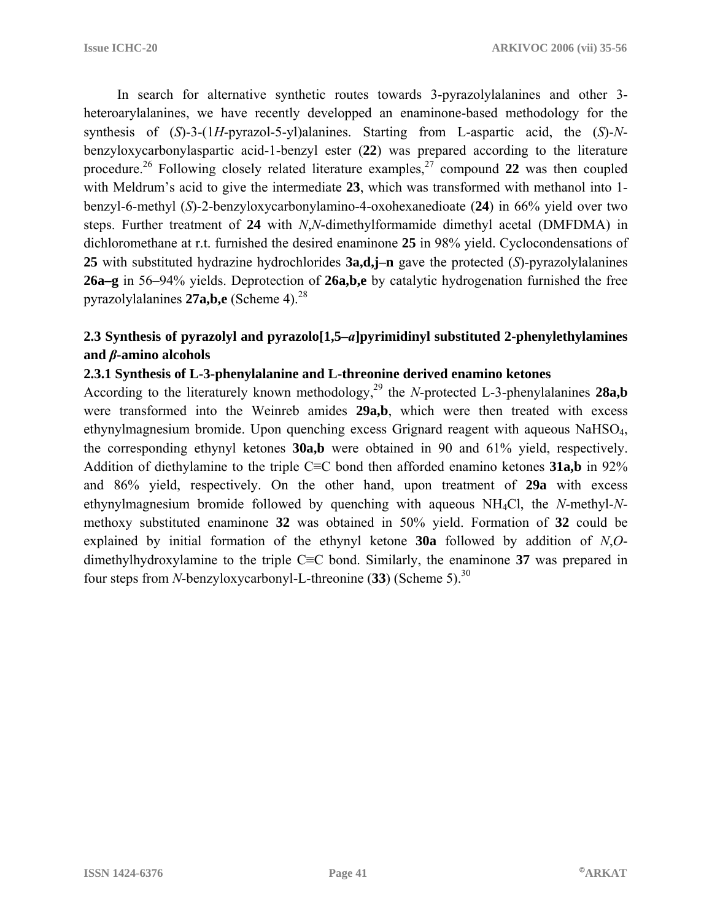In search for alternative synthetic routes towards 3-pyrazolylalanines and other 3-heteroarylalanines, we have recently developped an enaminone-based methodology for the synthesis of (*S*)-3-(1*H*-pyrazol-5-yl)alanines. Starting from L-aspartic acid, the (*S*)-*N*-benzyloxycarbonylaspartic acid-1-benzyl ester (**22**) was prepared according to the literature procedure.[26] Following closely related literature examples,[27] compound **22** was then coupled with Meldrum's acid to give the intermediate **23**, which was transformed with methanol into 1-benzyl-6-methyl (*S*)-2-benzyloxycarbonylamino-4-oxohexanedioate (**24**) in 66% yield over two steps. Further treatment of **24** with *N*,*N*-dimethylformamide dimethyl acetal (DMFDMA) in dichloromethane at r.t. furnished the desired enaminone **25** in 98% yield. Cyclocondensations of **25** with substituted hydrazine hydrochlorides **3a,d,j–n** gave the protected (*S*)-pyrazolylalanines **26a–g** in 56–94% yields. Deprotection of **26a,b,e** by catalytic hydrogenation furnished the free pyrazolylalanines **27a,b,e** (Scheme 4).[28]

## 2.3 Synthesis of pyrazolyl and pyrazolo[1,5–*a*]pyrimidinyl substituted 2-phenylethylamines and *β*-amino alcohols

### 2.3.1 Synthesis of L-3-phenylalanine and L-threonine derived enamino ketones

According to the literaturely known methodology,[29] the *N*-protected L-3-phenylalanines **28a,b** were transformed into the Weinreb amides **29a,b**, which were then treated with excess ethynylmagnesium bromide. Upon quenching excess Grignard reagent with aqueous $NaHSO_4$, the corresponding ethynyl ketones **30a,b** were obtained in 90 and 61% yield, respectively. Addition of diethylamine to the triple C≡C bond then afforded enamino ketones **31a,b** in 92% and 86% yield, respectively. On the other hand, upon treatment of **29a** with excess ethynylmagnesium bromide followed by quenching with aqueous $NH_4Cl$, the *N*-methyl-*N*-methoxy substituted enaminone **32** was obtained in 50% yield. Formation of **32** could be explained by initial formation of the ethynyl ketone **30a** followed by addition of *N*,*O*-dimethylhydroxylamine to the triple C≡C bond. Similarly, the enaminone **37** was prepared in four steps from *N*-benzyloxycarbonyl-L-threonine (**33**) (Scheme 5).[30]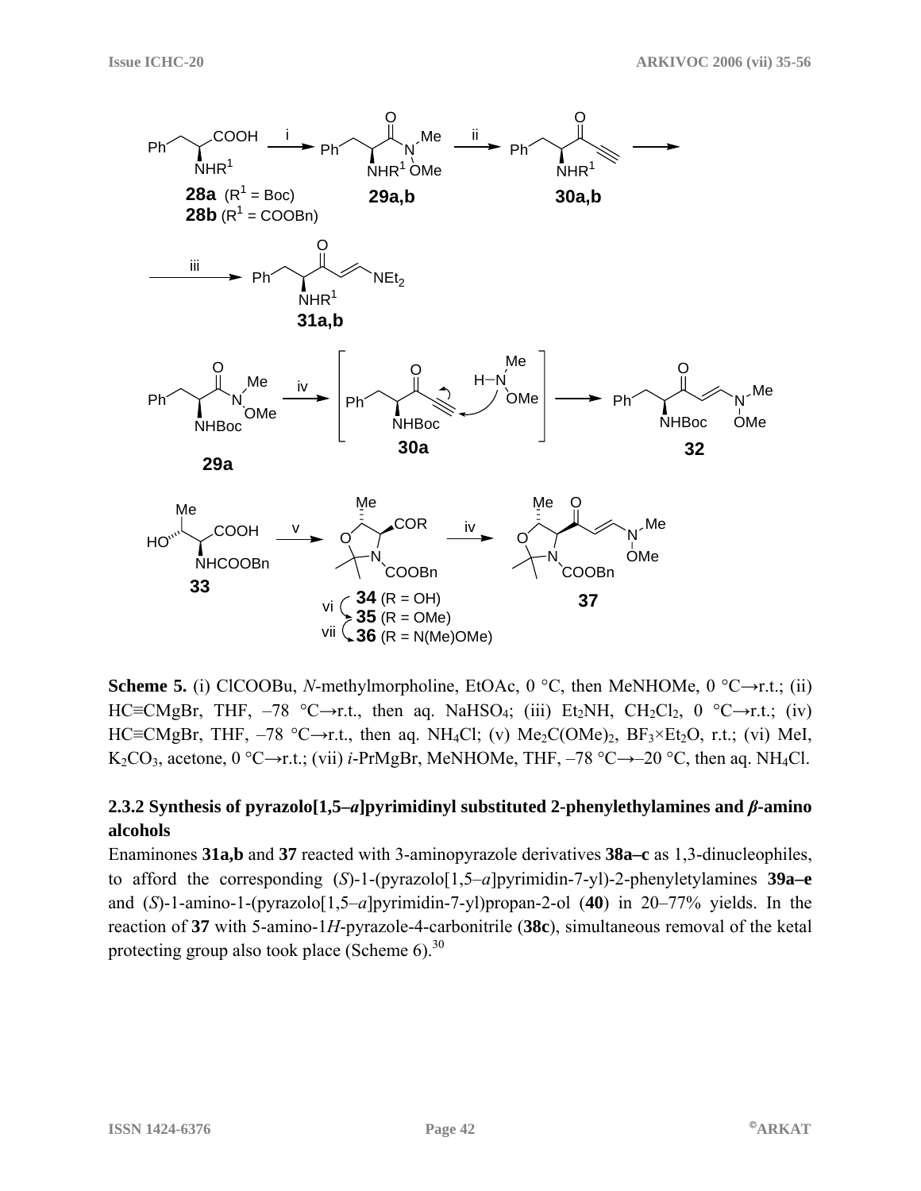**Scheme 5.** (i) ClCOOBu, *N*-methylmorpholine, EtOAc, 0 °C, then MeNHOMe, 0 °C→r.t.; (ii) HC≡CMgBr, THF, –78 °C→r.t., then aq. $NaHSO_4$; (iii) $Et_2NH$, $CH_2Cl_2$, 0 °C→r.t.; (iv) HC≡CMgBr, THF, –78 °C→r.t., then aq. $NH_4Cl$; (v) $Me_2C(OMe)_2$, $BF_3$×$Et_2O$, r.t.; (vi) MeI, $K_2CO_3$, acetone, 0 °C→r.t.; (vii) *i*-PrMgBr, MeNHOMe, THF, –78 °C→–20 °C, then aq. $NH_4Cl$.

### 2.3.2 Synthesis of pyrazolo[1,5–*a*]pyrimidinyl substituted 2-phenylethylamines and *β*-amino alcohols

Enaminones **31a,b** and **37** reacted with 3-aminopyrazole derivatives **38a–c** as 1,3-dinucleophiles, to afford the corresponding (*S*)-1-(pyrazolo[1,5–*a*]pyrimidin-7-yl)-2-phenyletylamines **39a–e** and (*S*)-1-amino-1-(pyrazolo[1,5–*a*]pyrimidin-7-yl)propan-2-ol (**40**) in 20–77% yields. In the reaction of **37** with 5-amino-1*H*-pyrazole-4-carbonitrile (**38c**), simultaneous removal of the ketal protecting group also took place (Scheme 6).[30]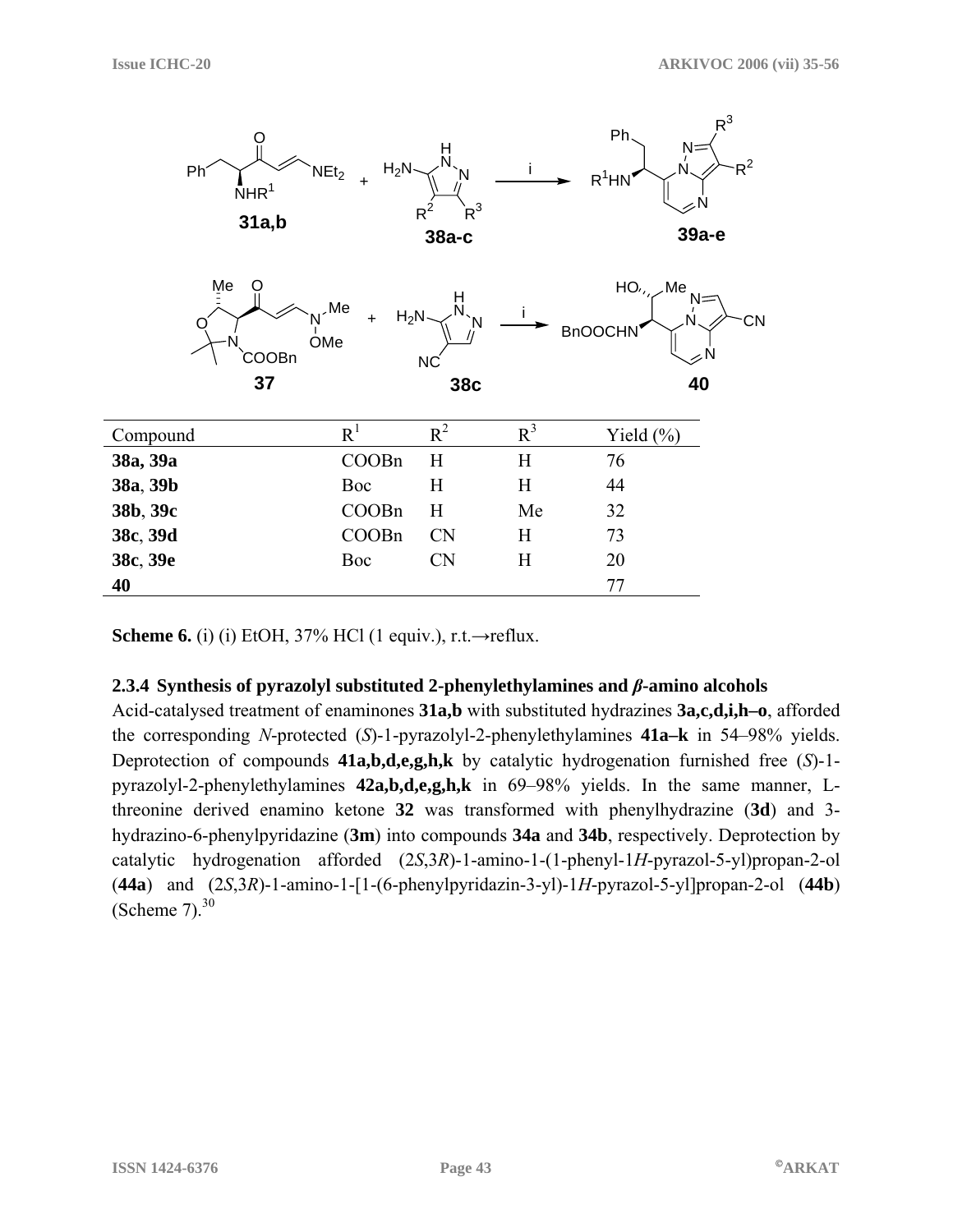| Compound | $R^1$ | $R^2$ | $R^3$ | Yield (%) |
|---|---|---|---|---|
| **38a, 39a** | COOBn | H | H | 76 |
| **38a**, **39b** | Boc | H | H | 44 |
| **38b**, **39c** | COOBn | H | Me | 32 |
| **38c**, **39d** | COOBn | CN | H | 73 |
| **38c**, **39e** | Boc | CN | H | 20 |
| **40** | | | | 77 |

**Scheme 6.** (i) (i) EtOH, 37% HCl (1 equiv.), r.t.→reflux.

### 2.3.4 Synthesis of pyrazolyl substituted 2-phenylethylamines and *β*-amino alcohols

Acid-catalysed treatment of enaminones **31a,b** with substituted hydrazines **3a,c,d,i,h–o**, afforded the corresponding *N*-protected (*S*)-1-pyrazolyl-2-phenylethylamines **41a–k** in 54–98% yields. Deprotection of compounds **41a,b,d,e,g,h,k** by catalytic hydrogenation furnished free (*S*)-1-pyrazolyl-2-phenylethylamines **42a,b,d,e,g,h,k** in 69–98% yields. In the same manner, L-threonine derived enamino ketone **32** was transformed with phenylhydrazine (**3d**) and 3-hydrazino-6-phenylpyridazine (**3m**) into compounds **34a** and **34b**, respectively. Deprotection by catalytic hydrogenation afforded (2*S*,3*R*)-1-amino-1-(1-phenyl-1*H*-pyrazol-5-yl)propan-2-ol (**44a**) and (2*S*,3*R*)-1-amino-1-[1-(6-phenylpyridazin-3-yl)-1*H*-pyrazol-5-yl]propan-2-ol (**44b**) (Scheme 7).[30]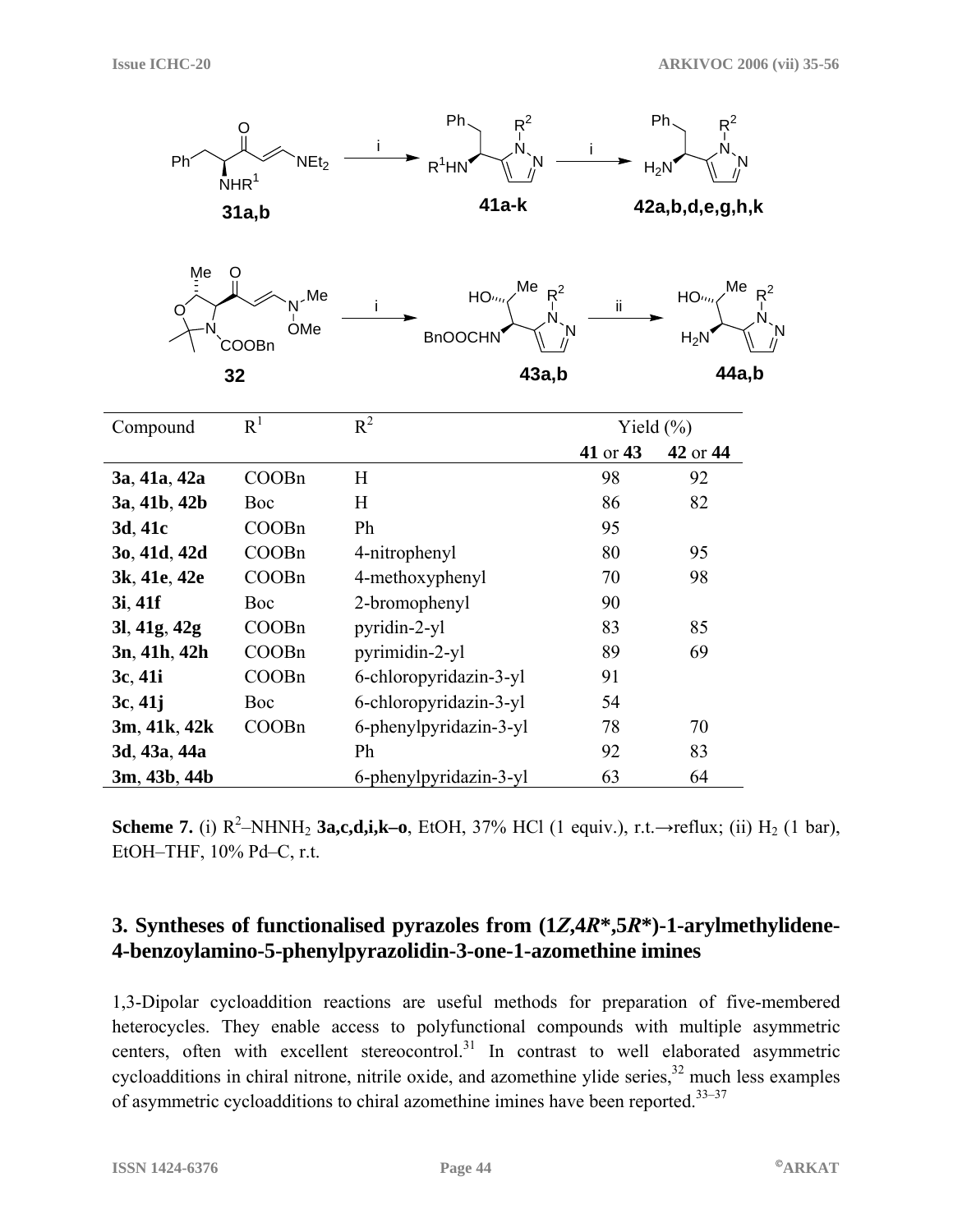| Compound | $R^1$ | $R^2$ | Yield (%) | |
|---|---|---|---|---|
| | | | **41** or **43** | **42** or **44** |
| **3a**, **41a**, **42a** | COOBn | H | 98 | 92 |
| **3a**, **41b**, **42b** | Boc | H | 86 | 82 |
| **3d**, **41c** | COOBn | Ph | 95 | |
| **3o**, **41d**, **42d** | COOBn | 4-nitrophenyl | 80 | 95 |
| **3k**, **41e**, **42e** | COOBn | 4-methoxyphenyl | 70 | 98 |
| **3i**, **41f** | Boc | 2-bromophenyl | 90 | |
| **3l**, **41g**, **42g** | COOBn | pyridin-2-yl | 83 | 85 |
| **3n**, **41h**, **42h** | COOBn | pyrimidin-2-yl | 89 | 69 |
| **3c**, **41i** | COOBn | 6-chloropyridazin-3-yl | 91 | |
| **3c**, **41j** | Boc | 6-chloropyridazin-3-yl | 54 | |
| **3m**, **41k**, **42k** | COOBn | 6-phenylpyridazin-3-yl | 78 | 70 |
| **3d**, **43a**, **44a** | | Ph | 92 | 83 |
| **3m**, **43b**, **44b** | | 6-phenylpyridazin-3-yl | 63 | 64 |

**Scheme 7.** (i) $R^2$–$NHNH_2$ **3a,c,d,i,k–o**, EtOH, 37% HCl (1 equiv.), r.t.→reflux; (ii) $H_2$ (1 bar), EtOH–THF, 10% Pd–C, r.t.

## 3. Syntheses of functionalised pyrazoles from (1*Z*,4*R**,5*R**)-1-arylmethylidene-4-benzoylamino-5-phenylpyrazolidin-3-one-1-azomethine imines

1,3-Dipolar cycloaddition reactions are useful methods for preparation of five-membered heterocycles. They enable access to polyfunctional compounds with multiple asymmetric centers, often with excellent stereocontrol.[31] In contrast to well elaborated asymmetric cycloadditions in chiral nitrone, nitrile oxide, and azomethine ylide series,[32] much less examples of asymmetric cycloadditions to chiral azomethine imines have been reported.[33–37]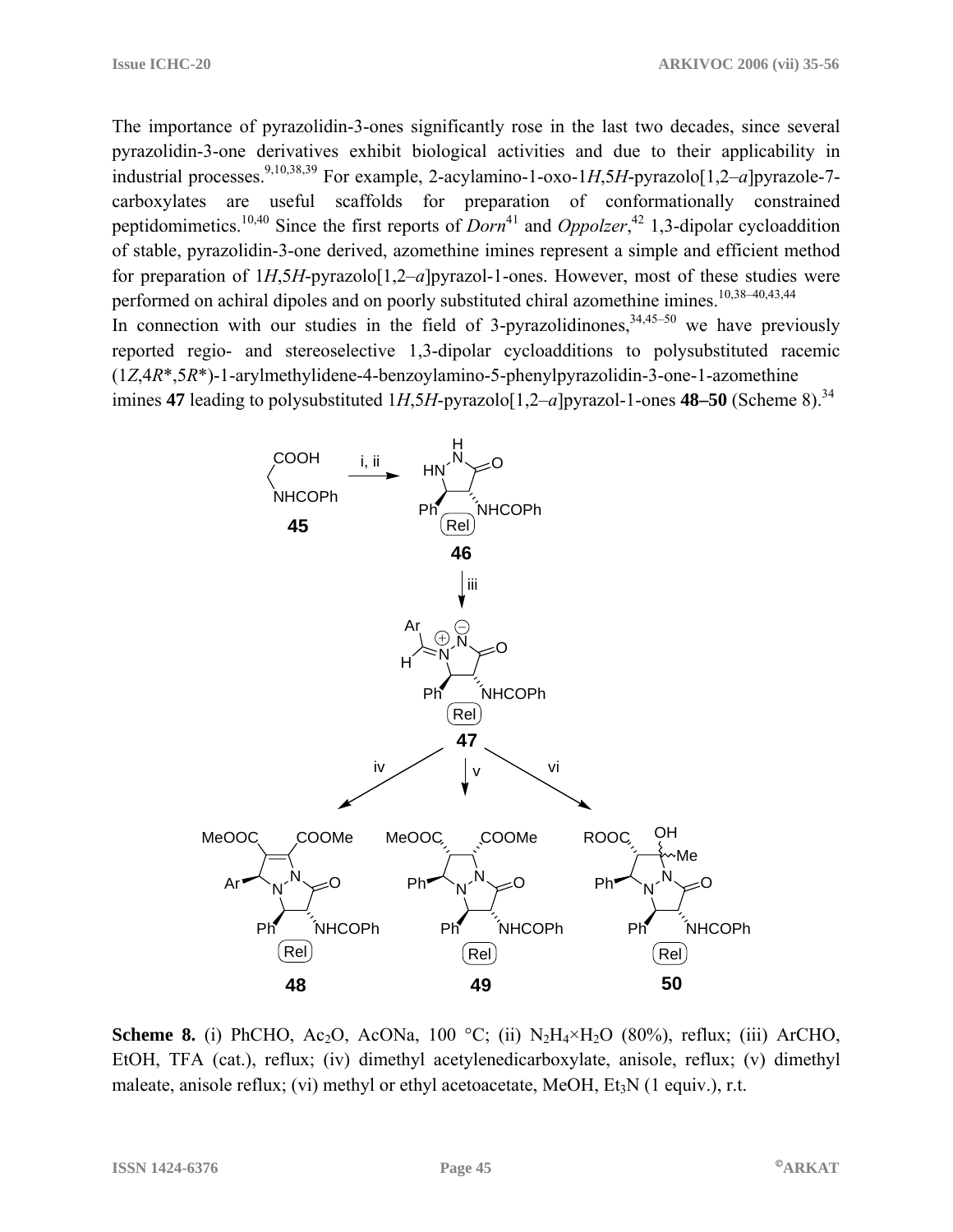The importance of pyrazolidin-3-ones significantly rose in the last two decades, since several pyrazolidin-3-one derivatives exhibit biological activities and due to their applicability in industrial processes.[9,10,38,39] For example, 2-acylamino-1-oxo-1*H*,5*H*-pyrazolo[1,2–*a*]pyrazole-7-carboxylates are useful scaffolds for preparation of conformationally constrained peptidomimetics.[10,40] Since the first reports of *Dorn*[41] and *Oppolzer*,[42] 1,3-dipolar cycloaddition of stable, pyrazolidin-3-one derived, azomethine imines represent a simple and efficient method for preparation of 1*H*,5*H*-pyrazolo[1,2–*a*]pyrazol-1-ones. However, most of these studies were performed on achiral dipoles and on poorly substituted chiral azomethine imines.[10,38–40,43,44]

In connection with our studies in the field of 3-pyrazolidinones,[34,45–50] we have previously reported regio- and stereoselective 1,3-dipolar cycloadditions to polysubstituted racemic (1*Z*,4*R*\*,5*R*\*)-1-arylmethylidene-4-benzoylamino-5-phenylpyrazolidin-3-one-1-azomethine imines **47** leading to polysubstituted 1*H*,5*H*-pyrazolo[1,2–*a*]pyrazol-1-ones **48–50** (Scheme 8).[34]

**Scheme 8.** (i) PhCHO, $Ac_2O$, AcONa, 100 °C; (ii) $N_2H_4 \times H_2O$ (80%), reflux; (iii) ArCHO, EtOH, TFA (cat.), reflux; (iv) dimethyl acetylenedicarboxylate, anisole, reflux; (v) dimethyl maleate, anisole reflux; (vi) methyl or ethyl acetoacetate, MeOH, $Et_3N$ (1 equiv.), r.t.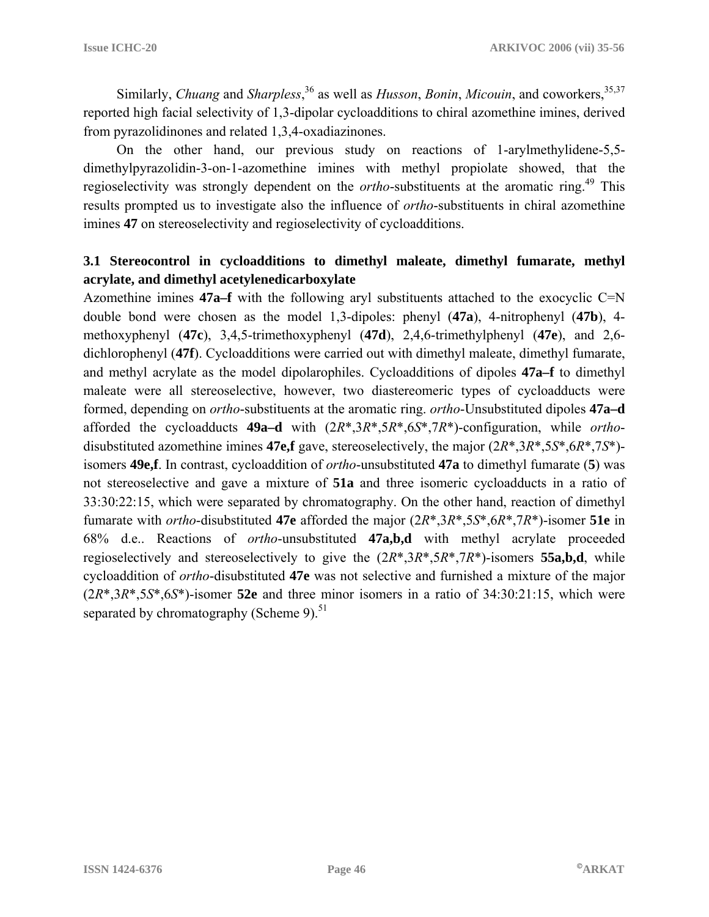Similarly, *Chuang* and *Sharpless*,[36] as well as *Husson*, *Bonin*, *Micouin*, and coworkers,[35,37] reported high facial selectivity of 1,3-dipolar cycloadditions to chiral azomethine imines, derived from pyrazolidinones and related 1,3,4-oxadiazinones.

On the other hand, our previous study on reactions of 1-arylmethylidene-5,5-dimethylpyrazolidin-3-on-1-azomethine imines with methyl propiolate showed, that the regioselectivity was strongly dependent on the *ortho*-substituents at the aromatic ring.[49] This results prompted us to investigate also the influence of *ortho*-substituents in chiral azomethine imines **47** on stereoselectivity and regioselectivity of cycloadditions.

## 3.1 Stereocontrol in cycloadditions to dimethyl maleate, dimethyl fumarate, methyl acrylate, and dimethyl acetylenedicarboxylate

Azomethine imines **47a–f** with the following aryl substituents attached to the exocyclic C=N double bond were chosen as the model 1,3-dipoles: phenyl (**47a**), 4-nitrophenyl (**47b**), 4-methoxyphenyl (**47c**), 3,4,5-trimethoxyphenyl (**47d**), 2,4,6-trimethylphenyl (**47e**), and 2,6-dichlorophenyl (**47f**). Cycloadditions were carried out with dimethyl maleate, dimethyl fumarate, and methyl acrylate as the model dipolarophiles. Cycloadditions of dipoles **47a–f** to dimethyl maleate were all stereoselective, however, two diastereomeric types of cycloadducts were formed, depending on *ortho*-substituents at the aromatic ring. *ortho*-Unsubstituted dipoles **47a–d** afforded the cycloadducts **49a–d** with (2*R*\*,3*R*\*,5*R*\*,6*S*\*,7*R*\*)-configuration, while *ortho*-disubstituted azomethine imines **47e,f** gave, stereoselectively, the major (2*R*\*,3*R*\*,5*S*\*,6*R*\*,7*S*\*)-isomers **49e,f**. In contrast, cycloaddition of *ortho*-unsubstituted **47a** to dimethyl fumarate (**5**) was not stereoselective and gave a mixture of **51a** and three isomeric cycloadducts in a ratio of 33:30:22:15, which were separated by chromatography. On the other hand, reaction of dimethyl fumarate with *ortho*-disubstituted **47e** afforded the major (2*R*\*,3*R*\*,5*S*\*,6*R*\*,7*R*\*)-isomer **51e** in 68% d.e.. Reactions of *ortho*-unsubstituted **47a,b,d** with methyl acrylate proceeded regioselectively and stereoselectively to give the (2*R*\*,3*R*\*,5*R*\*,7*R*\*)-isomers **55a,b,d**, while cycloaddition of *ortho*-disubstituted **47e** was not selective and furnished a mixture of the major (2*R*\*,3*R*\*,5*S*\*,6*S*\*)-isomer **52e** and three minor isomers in a ratio of 34:30:21:15, which were separated by chromatography (Scheme 9).[51]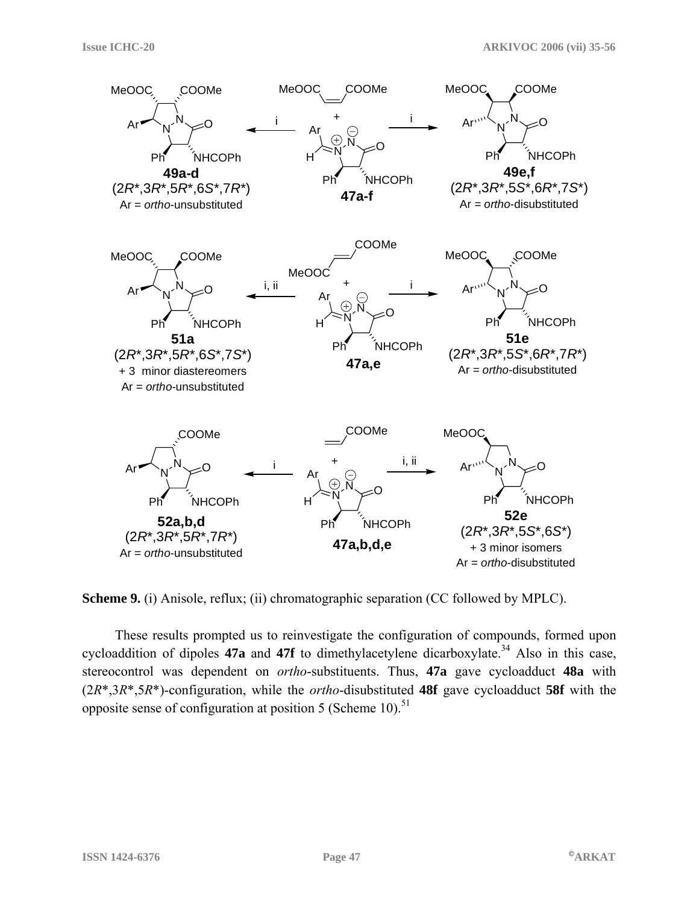**Scheme 9.** (i) Anisole, reflux; (ii) chromatographic separation (CC followed by MPLC).

These results prompted us to reinvestigate the configuration of compounds, formed upon cycloaddition of dipoles **47a** and **47f** to dimethylacetylene dicarboxylate.[34] Also in this case, stereocontrol was dependent on *ortho*-substituents. Thus, **47a** gave cycloadduct **48a** with (2*R*\*,3*R*\*,5*R*\*)-configuration, while the *ortho*-disubstituted **48f** gave cycloadduct **58f** with the opposite sense of configuration at position 5 (Scheme 10).[51]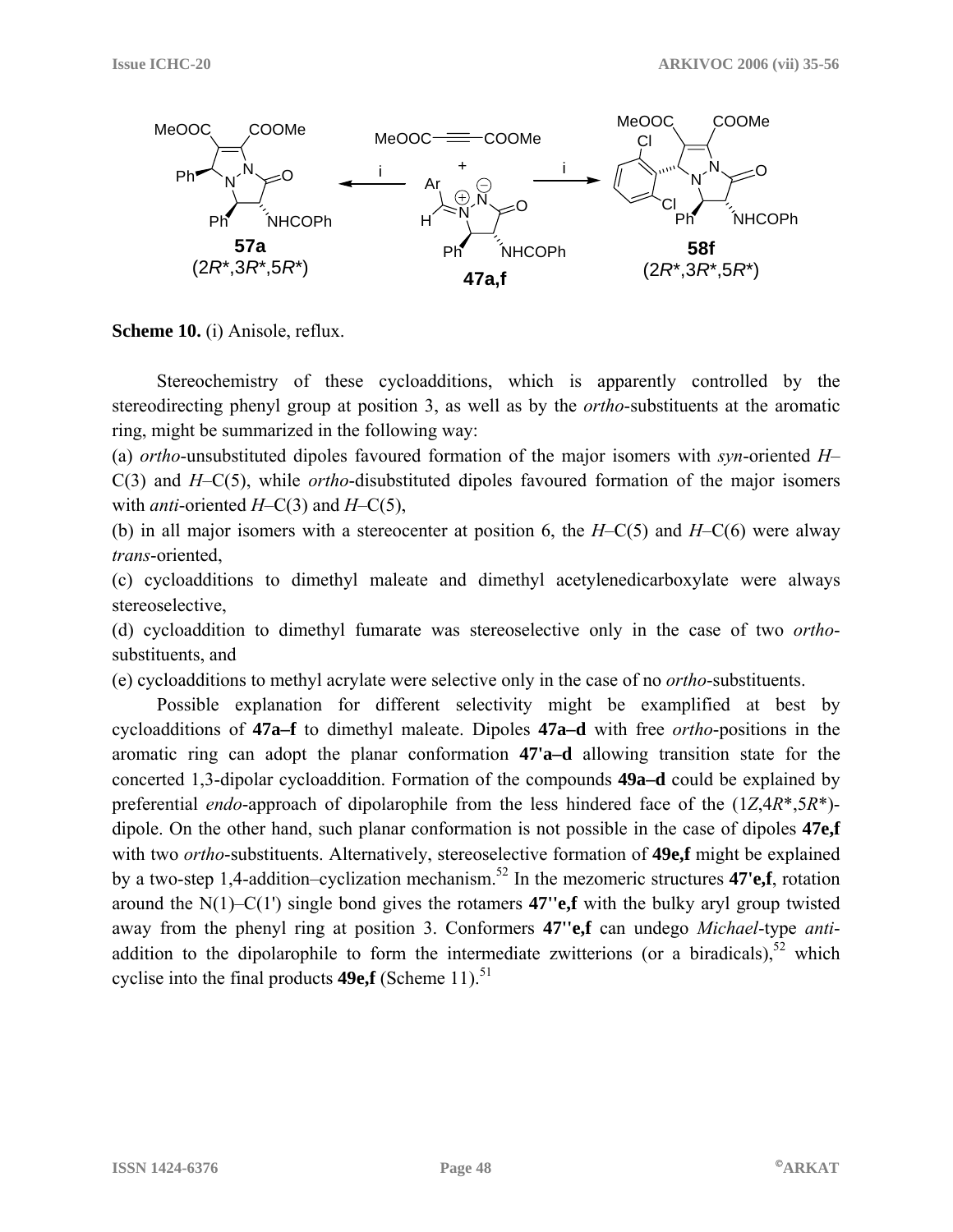**Scheme 10.** (i) Anisole, reflux.

Stereochemistry of these cycloadditions, which is apparently controlled by the stereodirecting phenyl group at position 3, as well as by the *ortho*-substituents at the aromatic ring, might be summarized in the following way:

(a) *ortho*-unsubstituted dipoles favoured formation of the major isomers with *syn*-oriented *H*–C(3) and *H*–C(5), while *ortho*-disubstituted dipoles favoured formation of the major isomers with *anti*-oriented *H*–C(3) and *H*–C(5),

(b) in all major isomers with a stereocenter at position 6, the *H*–C(5) and *H*–C(6) were alway *trans*-oriented,

(c) cycloadditions to dimethyl maleate and dimethyl acetylenedicarboxylate were always stereoselective,

(d) cycloaddition to dimethyl fumarate was stereoselective only in the case of two *ortho*-substituents, and

(e) cycloadditions to methyl acrylate were selective only in the case of no *ortho*-substituents.

Possible explanation for different selectivity might be examplified at best by cycloadditions of **47a–f** to dimethyl maleate. Dipoles **47a–d** with free *ortho*-positions in the aromatic ring can adopt the planar conformation **47'a–d** allowing transition state for the concerted 1,3-dipolar cycloaddition. Formation of the compounds **49a–d** could be explained by preferential *endo*-approach of dipolarophile from the less hindered face of the (1*Z*,4*R**,5*R**)-dipole. On the other hand, such planar conformation is not possible in the case of dipoles **47e,f** with two *ortho*-substituents. Alternatively, stereoselective formation of **49e,f** might be explained by a two-step 1,4-addition–cyclization mechanism.[52] In the mezomeric structures **47'e,f**, rotation around the N(1)–C(1') single bond gives the rotamers **47''e,f** with the bulky aryl group twisted away from the phenyl ring at position 3. Conformers **47''e,f** can undego *Michael*-type *anti*-addition to the dipolarophile to form the intermediate zwitterions (or a biradicals),[52] which cyclise into the final products **49e,f** (Scheme 11).[51]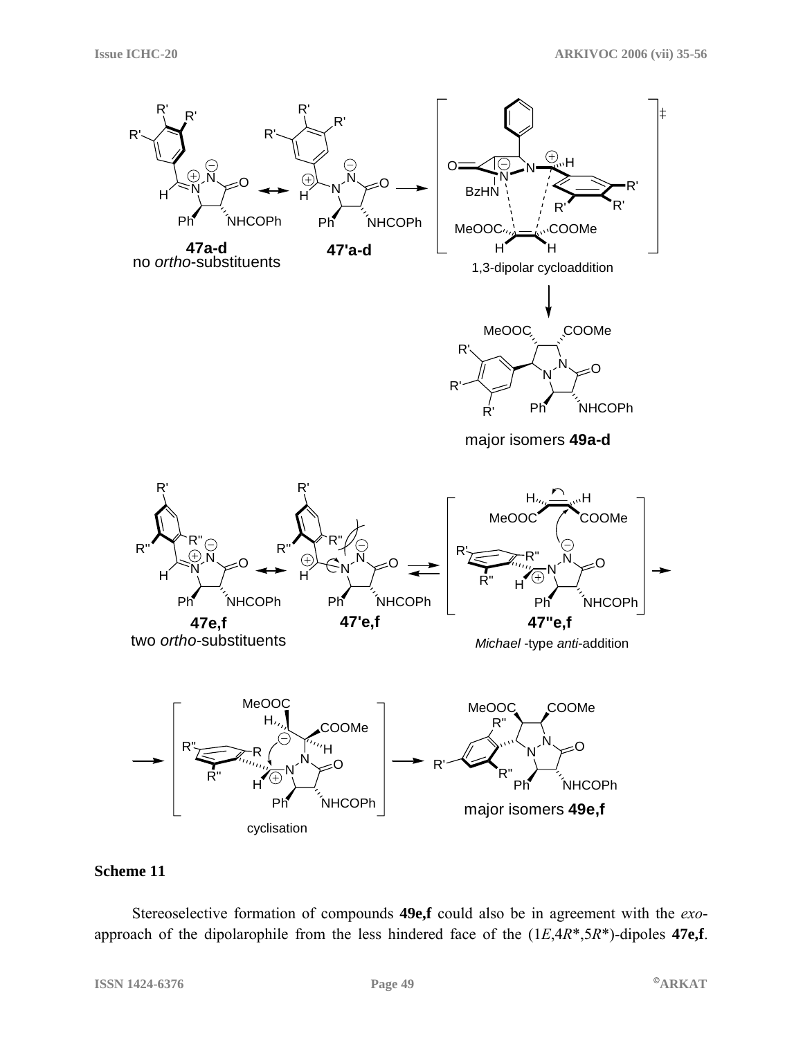**Scheme 11**

Stereoselective formation of compounds **49e,f** could also be in agreement with the *exo*-approach of the dipolarophile from the less hindered face of the (1*E*,4*R*\*,5*R*\*)-dipoles **47e,f**.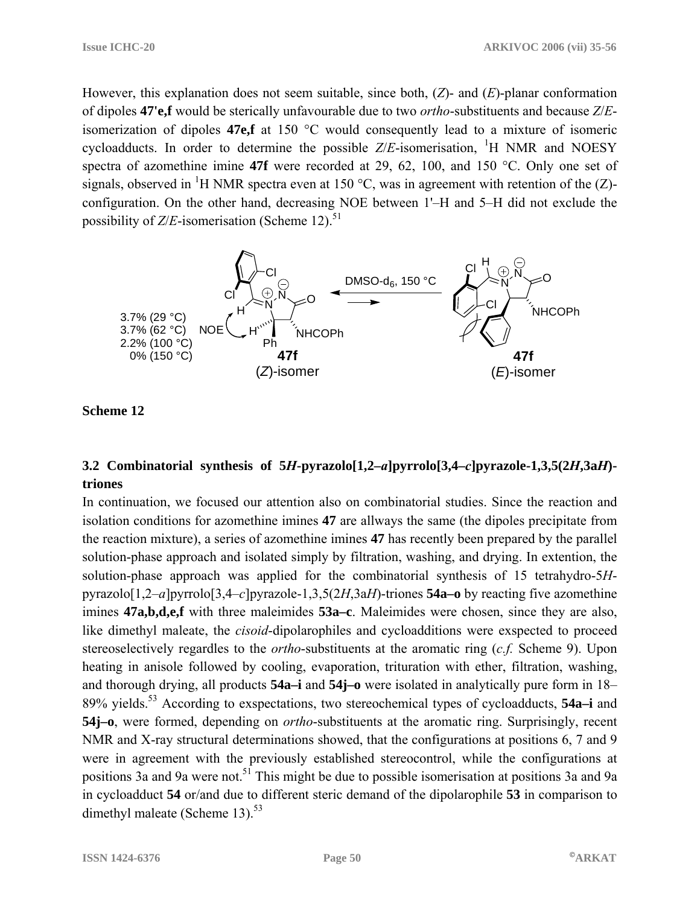However, this explanation does not seem suitable, since both, (*Z*)- and (*E*)-planar conformation of dipoles **47'e,f** would be sterically unfavourable due to two *ortho*-substituents and because *Z*/*E*-isomerization of dipoles **47e,f** at 150 °C would consequently lead to a mixture of isomeric cycloadducts. In order to determine the possible *Z*/*E*-isomerisation, $^{1}$H NMR and NOESY spectra of azomethine imine **47f** were recorded at 29, 62, 100, and 150 °C. Only one set of signals, observed in $^{1}$H NMR spectra even at 150 °C, was in agreement with retention of the (Z)-configuration. On the other hand, decreasing NOE between 1'–H and 5–H did not exclude the possibility of *Z*/*E*-isomerisation (Scheme 12).[51]

3.7% (29 °C)
3.7% (62 °C)
2.2% (100 °C)
0% (150 °C)
NOE

DMSO-d$_6$, 150 °C

**47f** (*Z*)-isomer ⇌ **47f** (*E*)-isomer

**Scheme 12**

## 3.2 Combinatorial synthesis of 5*H*-pyrazolo[1,2–*a*]pyrrolo[3,4–*c*]pyrazole-1,3,5(2*H*,3a*H*)-triones

In continuation, we focused our attention also on combinatorial studies. Since the reaction and isolation conditions for azomethine imines **47** are allways the same (the dipoles precipitate from the reaction mixture), a series of azomethine imines **47** has recently been prepared by the parallel solution-phase approach and isolated simply by filtration, washing, and drying. In extention, the solution-phase approach was applied for the combinatorial synthesis of 15 tetrahydro-5*H*-pyrazolo[1,2–*a*]pyrrolo[3,4–*c*]pyrazole-1,3,5(2*H*,3a*H*)-triones **54a–o** by reacting five azomethine imines **47a,b,d,e,f** with three maleimides **53a–c**. Maleimides were chosen, since they are also, like dimethyl maleate, the *cisoid*-dipolarophiles and cycloadditions were exspected to proceed stereoselectively regardles to the *ortho*-substituents at the aromatic ring (*c.f.* Scheme 9). Upon heating in anisole followed by cooling, evaporation, trituration with ether, filtration, washing, and thorough drying, all products **54a–i** and **54j–o** were isolated in analytically pure form in 18–89% yields.[53] According to exspectations, two stereochemical types of cycloadducts, **54a–i** and **54j–o**, were formed, depending on *ortho*-substituents at the aromatic ring. Surprisingly, recent NMR and X-ray structural determinations showed, that the configurations at positions 6, 7 and 9 were in agreement with the previously established stereocontrol, while the configurations at positions 3a and 9a were not.[51] This might be due to possible isomerisation at positions 3a and 9a in cycloadduct **54** or/and due to different steric demand of the dipolarophile **53** in comparison to dimethyl maleate (Scheme 13).[53]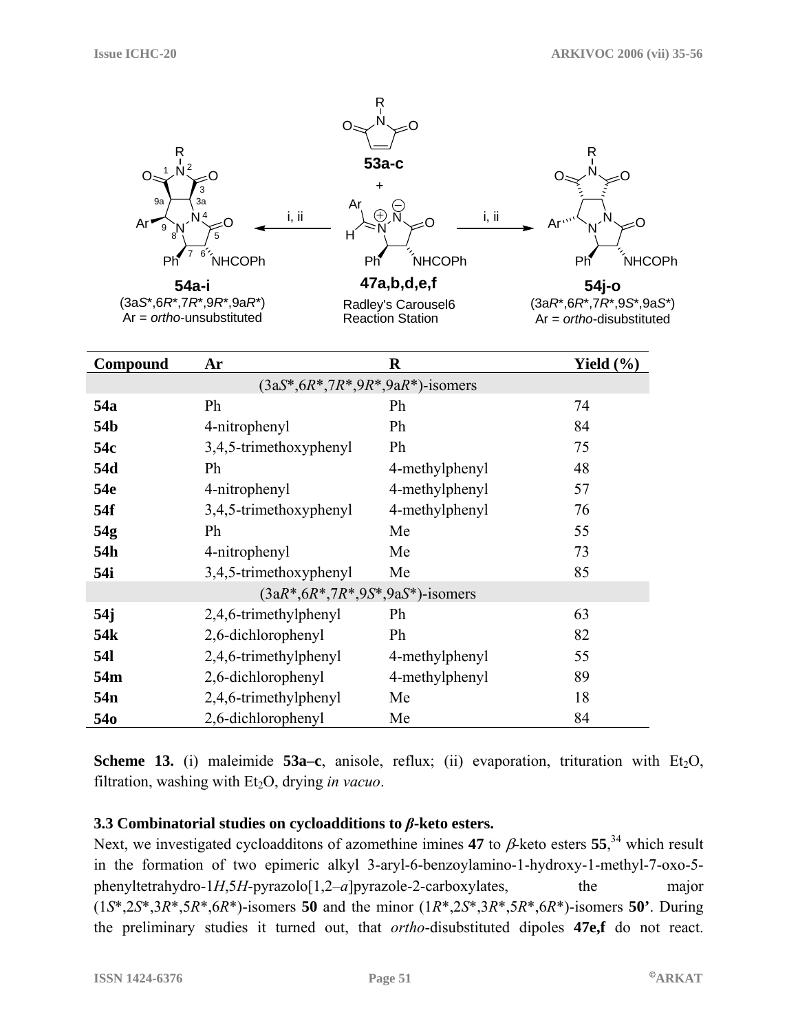**53a-c**

**47a,b,d,e,f**

Radley's Carousel6 Reaction Station

**54a-i**

(3a*S**,6*R**,7*R**,9*R**,9a*R**)

Ar = *ortho*-unsubstituted

**54j-o**

(3a*R**,6*R**,7*R**,9*S**,9a*S**)

Ar = *ortho*-disubstituted

| Compound | Ar | R | Yield (%) |
|---|---|---|---|
| | (3a*S**,6*R**,7*R**,9*R**,9a*R**)-isomers | | |
| **54a** | Ph | Ph | 74 |
| **54b** | 4-nitrophenyl | Ph | 84 |
| **54c** | 3,4,5-trimethoxyphenyl | Ph | 75 |
| **54d** | Ph | 4-methylphenyl | 48 |
| **54e** | 4-nitrophenyl | 4-methylphenyl | 57 |
| **54f** | 3,4,5-trimethoxyphenyl | 4-methylphenyl | 76 |
| **54g** | Ph | Me | 55 |
| **54h** | 4-nitrophenyl | Me | 73 |
| **54i** | 3,4,5-trimethoxyphenyl | Me | 85 |
| | (3a*R**,6*R**,7*R**,9*S**,9a*S**)-isomers | | |
| **54j** | 2,4,6-trimethylphenyl | Ph | 63 |
| **54k** | 2,6-dichlorophenyl | Ph | 82 |
| **54l** | 2,4,6-trimethylphenyl | 4-methylphenyl | 55 |
| **54m** | 2,6-dichlorophenyl | 4-methylphenyl | 89 |
| **54n** | 2,4,6-trimethylphenyl | Me | 18 |
| **54o** | 2,6-dichlorophenyl | Me | 84 |

**Scheme 13.** (i) maleimide **53a–c**, anisole, reflux; (ii) evaporation, trituration with $Et_2O$, filtration, washing with $Et_2O$, drying *in vacuo*.

### 3.3 Combinatorial studies on cycloadditions to *β*-keto esters.

Next, we investigated cycloadditons of azomethine imines **47** to *β*-keto esters **55**,[34] which result in the formation of two epimeric alkyl 3-aryl-6-benzoylamino-1-hydroxy-1-methyl-7-oxo-5-phenyltetrahydro-1*H*,5*H*-pyrazolo[1,2–*a*]pyrazole-2-carboxylates, the major (1*S**,2*S**,3*R**,5*R**,6*R**)-isomers **50** and the minor (1*R**,2*S**,3*R**,5*R**,6*R**)-isomers **50'**. During the preliminary studies it turned out, that *ortho*-disubstituted dipoles **47e,f** do not react.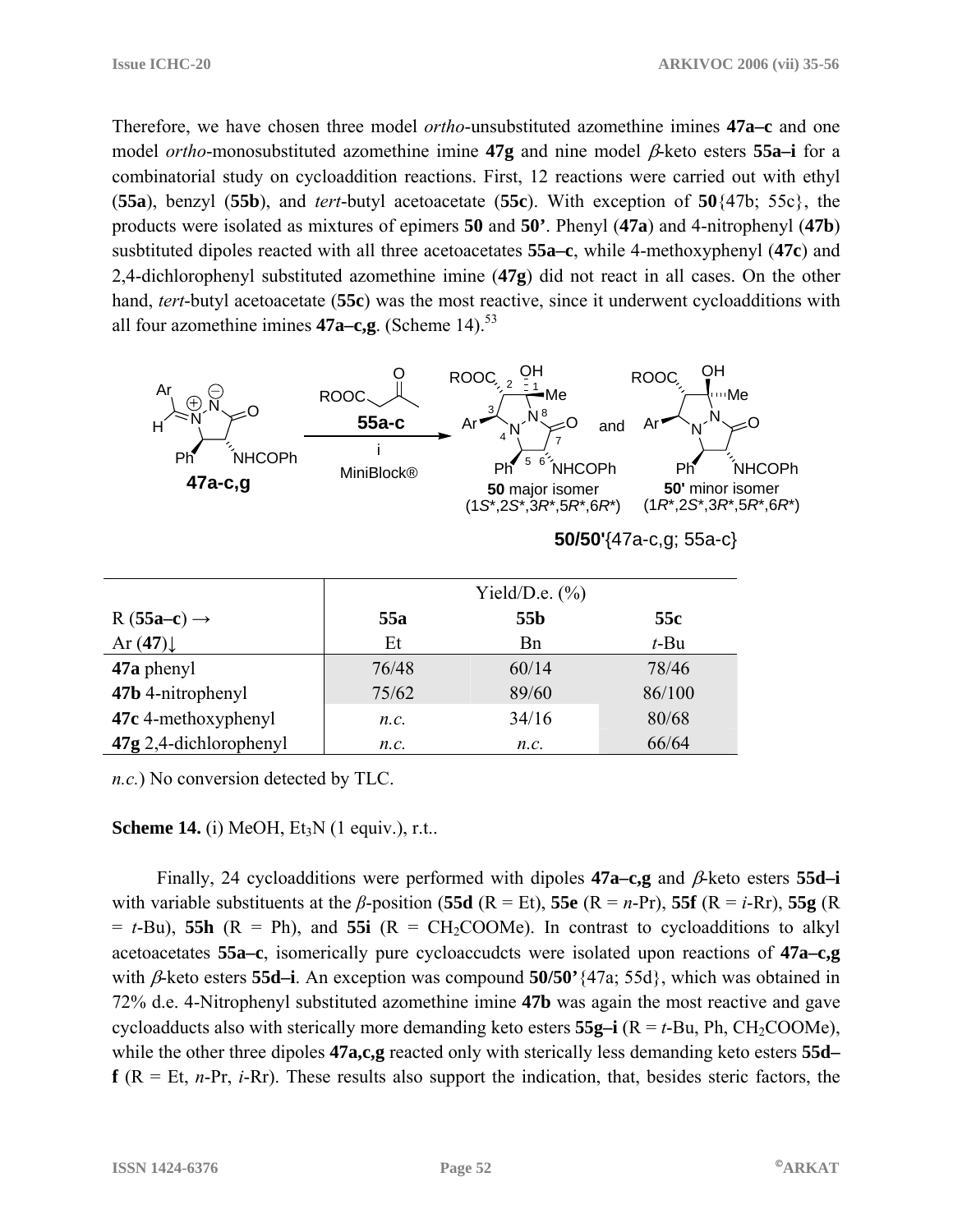Therefore, we have chosen three model *ortho*-unsubstituted azomethine imines **47a–c** and one model *ortho*-monosubstituted azomethine imine **47g** and nine model *β*-keto esters **55a–i** for a combinatorial study on cycloaddition reactions. First, 12 reactions were carried out with ethyl (**55a**), benzyl (**55b**), and *tert*-butyl acetoacetate (**55c**). With exception of **50**{47b; 55c}, the products were isolated as mixtures of epimers **50** and **50'**. Phenyl (**47a**) and 4-nitrophenyl (**47b**) susbtituted dipoles reacted with all three acetoacetates **55a–c**, while 4-methoxyphenyl (**47c**) and 2,4-dichlorophenyl substituted azomethine imine (**47g**) did not react in all cases. On the other hand, *tert*-butyl acetoacetate (**55c**) was the most reactive, since it underwent cycloadditions with all four azomethine imines **47a–c,g**. (Scheme 14).[53]

**47a-c,g** + ROOC–CH$_2$–CO–Me (**55a-c**) →(i, MiniBlock®) **50** major isomer (1*S*\*,2*S*\*,3*R*\*,5*R*\*,6*R*\*) and **50'** minor isomer (1*R*\*,2*S*\*,3*R*\*,5*R*\*,6*R*\*)

**50/50'**{47a-c,g; 55a-c}

| R (**55a–c**) → / Ar (**47**)↓ | Yield/D.e. (%) **55a** Et | **55b** Bn | **55c** *t*-Bu |
|---|---|---|---|
| **47a** phenyl | 76/48 | 60/14 | 78/46 |
| **47b** 4-nitrophenyl | 75/62 | 89/60 | 86/100 |
| **47c** 4-methoxyphenyl | *n.c.* | 34/16 | 80/68 |
| **47g** 2,4-dichlorophenyl | *n.c.* | *n.c.* | 66/64 |

*n.c.*) No conversion detected by TLC.

**Scheme 14.** (i) MeOH, $Et_3N$ (1 equiv.), r.t..

Finally, 24 cycloadditions were performed with dipoles **47a–c,g** and *β*-keto esters **55d–i** with variable substituents at the *β*-position (**55d** (R = Et), **55e** (R = *n*-Pr), **55f** (R = *i*-Rr), **55g** (R = *t*-Bu), **55h** (R = Ph), and **55i** (R = $CH_2COOMe$). In contrast to cycloadditions to alkyl acetoacetates **55a–c**, isomerically pure cycloaccudcts were isolated upon reactions of **47a–c,g** with *β*-keto esters **55d–i**. An exception was compound **50/50'**{47a; 55d}, which was obtained in 72% d.e. 4-Nitrophenyl substituted azomethine imine **47b** was again the most reactive and gave cycloadducts also with sterically more demanding keto esters **55g–i** (R = *t*-Bu, Ph, $CH_2COOMe$), while the other three dipoles **47a,c,g** reacted only with sterically less demanding keto esters **55d–f** (R = Et, *n*-Pr, *i*-Rr). These results also support the indication, that, besides steric factors, the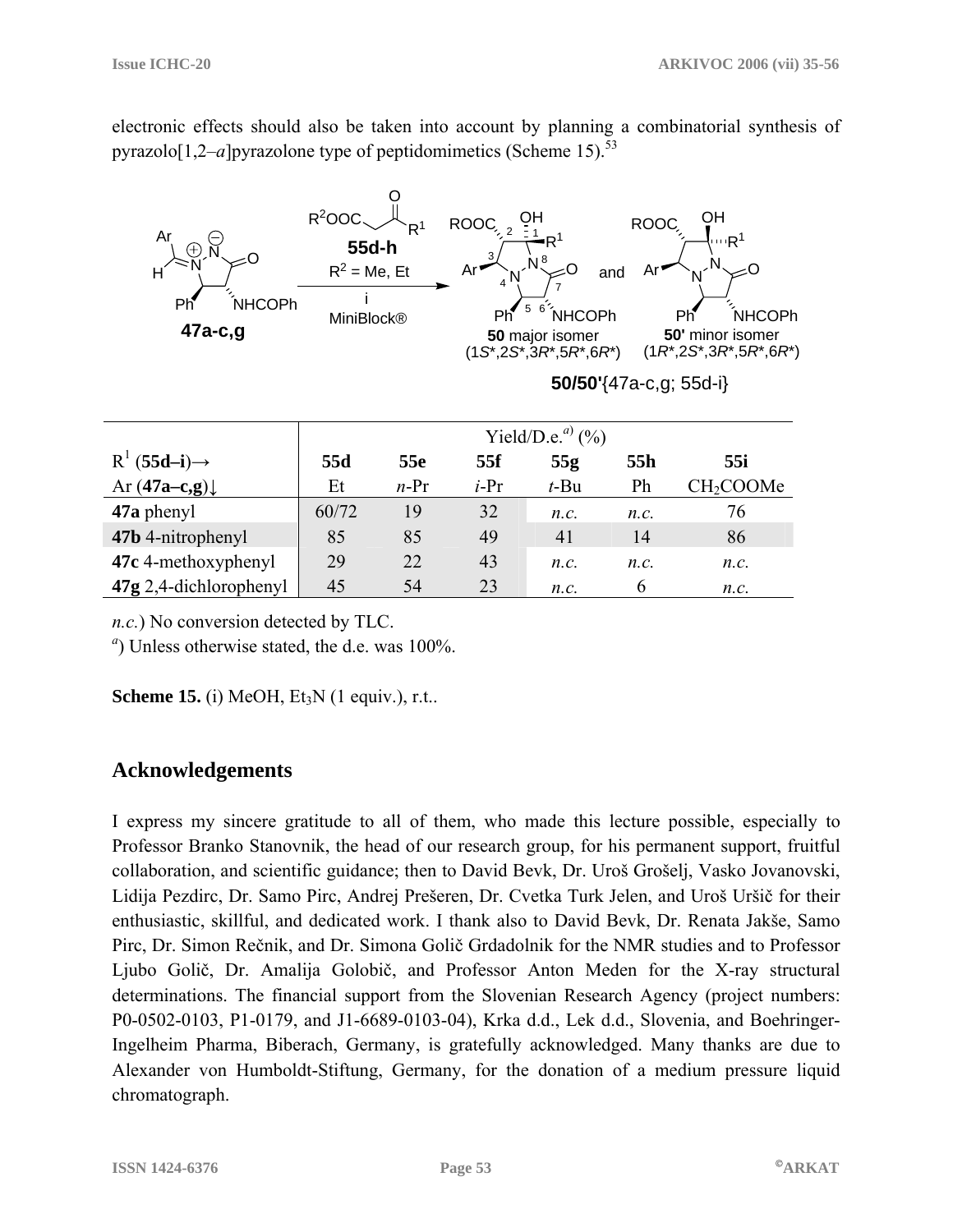electronic effects should also be taken into account by planning a combinatorial synthesis of pyrazolo[1,2–*a*]pyrazolone type of peptidomimetics (Scheme 15).[53]

| $R^1$ (**55d–i**)→ | Yield/D.e.[a] (%) | | | | | |
|---|---|---|---|---|---|---|
| Ar (**47a–c,g**)↓ | **55d** Et | **55e** *n*-Pr | **55f** *i*-Pr | **55g** *t*-Bu | **55h** Ph | **55i** $CH_2COOMe$ |
| **47a** phenyl | 60/72 | 19 | 32 | *n.c.* | *n.c.* | 76 |
| **47b** 4-nitrophenyl | 85 | 85 | 49 | 41 | 14 | 86 |
| **47c** 4-methoxyphenyl | 29 | 22 | 43 | *n.c.* | *n.c.* | *n.c.* |
| **47g** 2,4-dichlorophenyl | 45 | 54 | 23 | *n.c.* | 6 | *n.c.* |

*n.c.*) No conversion detected by TLC.

[a]) Unless otherwise stated, the d.e. was 100%.

**Scheme 15.** (i) MeOH, $Et_3N$ (1 equiv.), r.t..

## Acknowledgements

I express my sincere gratitude to all of them, who made this lecture possible, especially to Professor Branko Stanovnik, the head of our research group, for his permanent support, fruitful collaboration, and scientific guidance; then to David Bevk, Dr. Uroš Grošelj, Vasko Jovanovski, Lidija Pezdirc, Dr. Samo Pirc, Andrej Prešeren, Dr. Cvetka Turk Jelen, and Uroš Uršič for their enthusiastic, skillful, and dedicated work. I thank also to David Bevk, Dr. Renata Jakše, Samo Pirc, Dr. Simon Rečnik, and Dr. Simona Golič Grdadolnik for the NMR studies and to Professor Ljubo Golič, Dr. Amalija Golobič, and Professor Anton Meden for the X-ray structural determinations. The financial support from the Slovenian Research Agency (project numbers: P0-0502-0103, P1-0179, and J1-6689-0103-04), Krka d.d., Lek d.d., Slovenia, and Boehringer-Ingelheim Pharma, Biberach, Germany, is gratefully acknowledged. Many thanks are due to Alexander von Humboldt-Stiftung, Germany, for the donation of a medium pressure liquid chromatograph.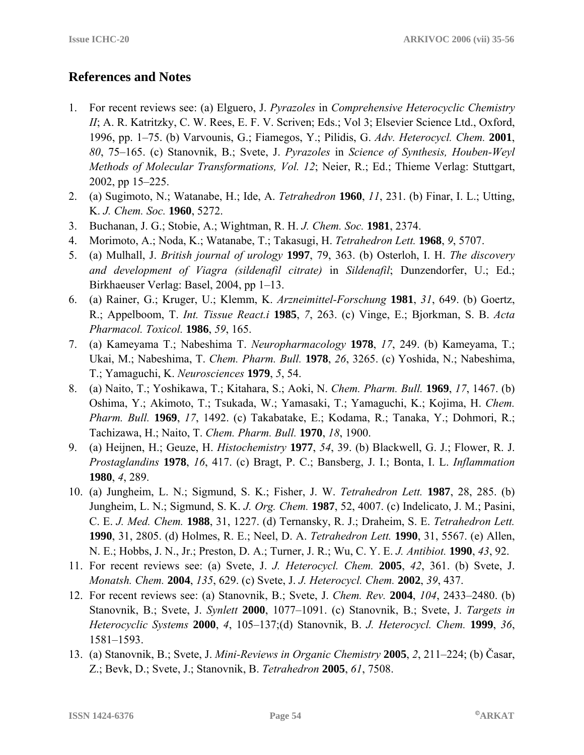## References and Notes

1. For recent reviews see: (a) Elguero, J. *Pyrazoles* in *Comprehensive Heterocyclic Chemistry II*; A. R. Katritzky, C. W. Rees, E. F. V. Scriven; Eds.; Vol 3; Elsevier Science Ltd., Oxford, 1996, pp. 1–75. (b) Varvounis, G.; Fiamegos, Y.; Pilidis, G. *Adv. Heterocycl. Chem.* **2001**, *80*, 75–165. (c) Stanovnik, B.; Svete, J. *Pyrazoles* in *Science of Synthesis, Houben-Weyl Methods of Molecular Transformations, Vol. 12*; Neier, R.; Ed.; Thieme Verlag: Stuttgart, 2002, pp 15–225.
2. (a) Sugimoto, N.; Watanabe, H.; Ide, A. *Tetrahedron* **1960**, *11*, 231. (b) Finar, I. L.; Utting, K. *J. Chem. Soc.* **1960**, 5272.
3. Buchanan, J. G.; Stobie, A.; Wightman, R. H. *J. Chem. Soc.* **1981**, 2374.
4. Morimoto, A.; Noda, K.; Watanabe, T.; Takasugi, H. *Tetrahedron Lett.* **1968**, *9*, 5707.
5. (a) Mulhall, J. *British journal of urology* **1997**, 79, 363. (b) Osterloh, I. H. *The discovery and development of Viagra (sildenafil citrate)* in *Sildenafil*; Dunzendorfer, U.; Ed.; Birkhaeuser Verlag: Basel, 2004, pp 1–13.
6. (a) Rainer, G.; Kruger, U.; Klemm, K. *Arzneimittel-Forschung* **1981**, *31*, 649. (b) Goertz, R.; Appelboom, T. *Int. Tissue React.i* **1985**, *7*, 263. (c) Vinge, E.; Bjorkman, S. B. *Acta Pharmacol. Toxicol.* **1986**, *59*, 165.
7. (a) Kameyama T.; Nabeshima T. *Neuropharmacology* **1978**, *17*, 249. (b) Kameyama, T.; Ukai, M.; Nabeshima, T. *Chem. Pharm. Bull.* **1978**, *26*, 3265. (c) Yoshida, N.; Nabeshima, T.; Yamaguchi, K. *Neurosciences* **1979**, *5*, 54.
8. (a) Naito, T.; Yoshikawa, T.; Kitahara, S.; Aoki, N. *Chem. Pharm. Bull.* **1969**, *17*, 1467. (b) Oshima, Y.; Akimoto, T.; Tsukada, W.; Yamasaki, T.; Yamaguchi, K.; Kojima, H. *Chem. Pharm. Bull.* **1969**, *17*, 1492. (c) Takabatake, E.; Kodama, R.; Tanaka, Y.; Dohmori, R.; Tachizawa, H.; Naito, T. *Chem. Pharm. Bull.* **1970**, *18*, 1900.
9. (a) Heijnen, H.; Geuze, H. *Histochemistry* **1977**, *54*, 39. (b) Blackwell, G. J.; Flower, R. J. *Prostaglandins* **1978**, *16*, 417. (c) Bragt, P. C.; Bansberg, J. I.; Bonta, I. L. *Inflammation* **1980**, *4*, 289.
10. (a) Jungheim, L. N.; Sigmund, S. K.; Fisher, J. W. *Tetrahedron Lett.* **1987**, 28, 285. (b) Jungheim, L. N.; Sigmund, S. K. *J. Org. Chem.* **1987**, 52, 4007. (c) Indelicato, J. M.; Pasini, C. E. *J. Med. Chem.* **1988**, 31, 1227. (d) Ternansky, R. J.; Draheim, S. E. *Tetrahedron Lett.* **1990**, 31, 2805. (d) Holmes, R. E.; Neel, D. A. *Tetrahedron Lett.* **1990**, 31, 5567. (e) Allen, N. E.; Hobbs, J. N., Jr.; Preston, D. A.; Turner, J. R.; Wu, C. Y. E. *J. Antibiot.* **1990**, *43*, 92.
11. For recent reviews see: (a) Svete, J. *J. Heterocycl. Chem.* **2005**, *42*, 361. (b) Svete, J. *Monatsh. Chem.* **2004**, *135*, 629. (c) Svete, J. *J. Heterocycl. Chem.* **2002**, *39*, 437.
12. For recent reviews see: (a) Stanovnik, B.; Svete, J. *Chem. Rev.* **2004**, *104*, 2433–2480. (b) Stanovnik, B.; Svete, J. *Synlett* **2000**, 1077–1091. (c) Stanovnik, B.; Svete, J. *Targets in Heterocyclic Systems* **2000**, *4*, 105–137;(d) Stanovnik, B. *J. Heterocycl. Chem.* **1999**, *36*, 1581–1593.
13. (a) Stanovnik, B.; Svete, J. *Mini-Reviews in Organic Chemistry* **2005**, *2*, 211–224; (b) Časar, Z.; Bevk, D.; Svete, J.; Stanovnik, B. *Tetrahedron* **2005**, *61*, 7508.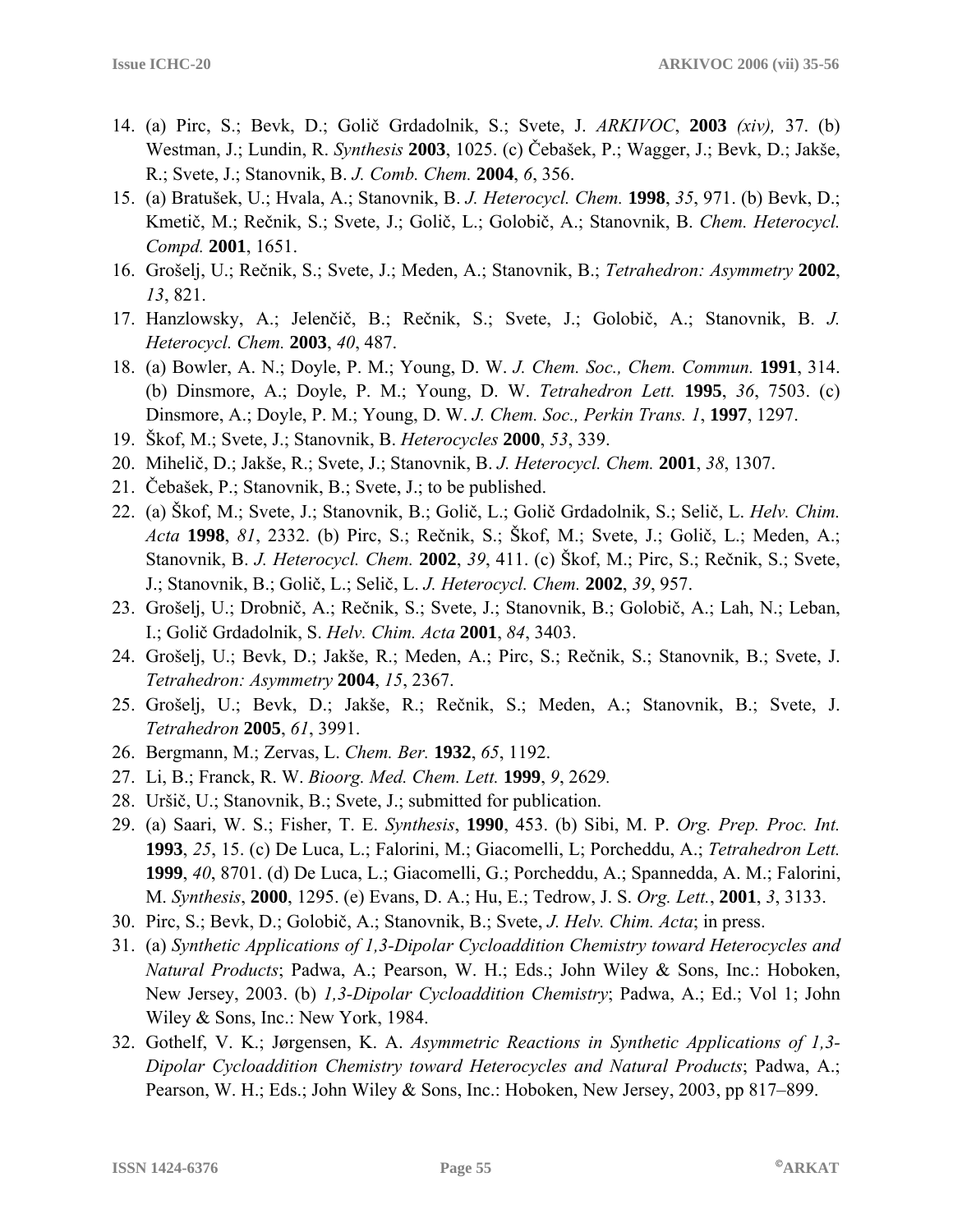14. (a) Pirc, S.; Bevk, D.; Golič Grdadolnik, S.; Svete, J. *ARKIVOC*, **2003** *(xiv),* 37. (b) Westman, J.; Lundin, R. *Synthesis* **2003**, 1025. (c) Čebašek, P.; Wagger, J.; Bevk, D.; Jakše, R.; Svete, J.; Stanovnik, B. *J. Comb. Chem.* **2004**, *6*, 356.
15. (a) Bratušek, U.; Hvala, A.; Stanovnik, B. *J. Heterocycl. Chem.* **1998**, *35*, 971. (b) Bevk, D.; Kmetič, M.; Rečnik, S.; Svete, J.; Golič, L.; Golobič, A.; Stanovnik, B. *Chem. Heterocycl. Compd.* **2001**, 1651.
16. Grošelj, U.; Rečnik, S.; Svete, J.; Meden, A.; Stanovnik, B.; *Tetrahedron: Asymmetry* **2002**, *13*, 821.
17. Hanzlowsky, A.; Jelenčič, B.; Rečnik, S.; Svete, J.; Golobič, A.; Stanovnik, B. *J. Heterocycl. Chem.* **2003**, *40*, 487.
18. (a) Bowler, A. N.; Doyle, P. M.; Young, D. W. *J. Chem. Soc., Chem. Commun.* **1991**, 314. (b) Dinsmore, A.; Doyle, P. M.; Young, D. W. *Tetrahedron Lett.* **1995**, *36*, 7503. (c) Dinsmore, A.; Doyle, P. M.; Young, D. W. *J. Chem. Soc., Perkin Trans. 1*, **1997**, 1297.
19. Škof, M.; Svete, J.; Stanovnik, B. *Heterocycles* **2000**, *53*, 339.
20. Mihelič, D.; Jakše, R.; Svete, J.; Stanovnik, B. *J. Heterocycl. Chem.* **2001**, *38*, 1307.
21. Čebašek, P.; Stanovnik, B.; Svete, J.; to be published.
22. (a) Škof, M.; Svete, J.; Stanovnik, B.; Golič, L.; Golič Grdadolnik, S.; Selič, L. *Helv. Chim. Acta* **1998**, *81*, 2332. (b) Pirc, S.; Rečnik, S.; Škof, M.; Svete, J.; Golič, L.; Meden, A.; Stanovnik, B. *J. Heterocycl. Chem.* **2002**, *39*, 411. (c) Škof, M.; Pirc, S.; Rečnik, S.; Svete, J.; Stanovnik, B.; Golič, L.; Selič, L. *J. Heterocycl. Chem.* **2002**, *39*, 957.
23. Grošelj, U.; Drobnič, A.; Rečnik, S.; Svete, J.; Stanovnik, B.; Golobič, A.; Lah, N.; Leban, I.; Golič Grdadolnik, S. *Helv. Chim. Acta* **2001**, *84*, 3403.
24. Grošelj, U.; Bevk, D.; Jakše, R.; Meden, A.; Pirc, S.; Rečnik, S.; Stanovnik, B.; Svete, J. *Tetrahedron: Asymmetry* **2004**, *15*, 2367.
25. Grošelj, U.; Bevk, D.; Jakše, R.; Rečnik, S.; Meden, A.; Stanovnik, B.; Svete, J. *Tetrahedron* **2005**, *61*, 3991.
26. Bergmann, M.; Zervas, L. *Chem. Ber.* **1932**, *65*, 1192.
27. Li, B.; Franck, R. W. *Bioorg. Med. Chem. Lett.* **1999**, *9*, 2629*.*
28. Uršič, U.; Stanovnik, B.; Svete, J.; submitted for publication.
29. (a) Saari, W. S.; Fisher, T. E. *Synthesis*, **1990**, 453. (b) Sibi, M. P. *Org. Prep. Proc. Int.* **1993**, *25*, 15. (c) De Luca, L.; Falorini, M.; Giacomelli, L; Porcheddu, A.; *Tetrahedron Lett.* **1999**, *40*, 8701. (d) De Luca, L.; Giacomelli, G.; Porcheddu, A.; Spannedda, A. M.; Falorini, M. *Synthesis*, **2000**, 1295. (e) Evans, D. A.; Hu, E.; Tedrow, J. S. *Org. Lett.*, **2001**, *3*, 3133.
30. Pirc, S.; Bevk, D.; Golobič, A.; Stanovnik, B.; Svete, *J. Helv. Chim. Acta*; in press.
31. (a) *Synthetic Applications of 1,3-Dipolar Cycloaddition Chemistry toward Heterocycles and Natural Products*; Padwa, A.; Pearson, W. H.; Eds.; John Wiley & Sons, Inc.: Hoboken, New Jersey, 2003. (b) *1,3-Dipolar Cycloaddition Chemistry*; Padwa, A.; Ed.; Vol 1; John Wiley & Sons, Inc.: New York, 1984.
32. Gothelf, V. K.; Jørgensen, K. A. *Asymmetric Reactions in Synthetic Applications of 1,3-Dipolar Cycloaddition Chemistry toward Heterocycles and Natural Products*; Padwa, A.; Pearson, W. H.; Eds.; John Wiley & Sons, Inc.: Hoboken, New Jersey, 2003, pp 817–899.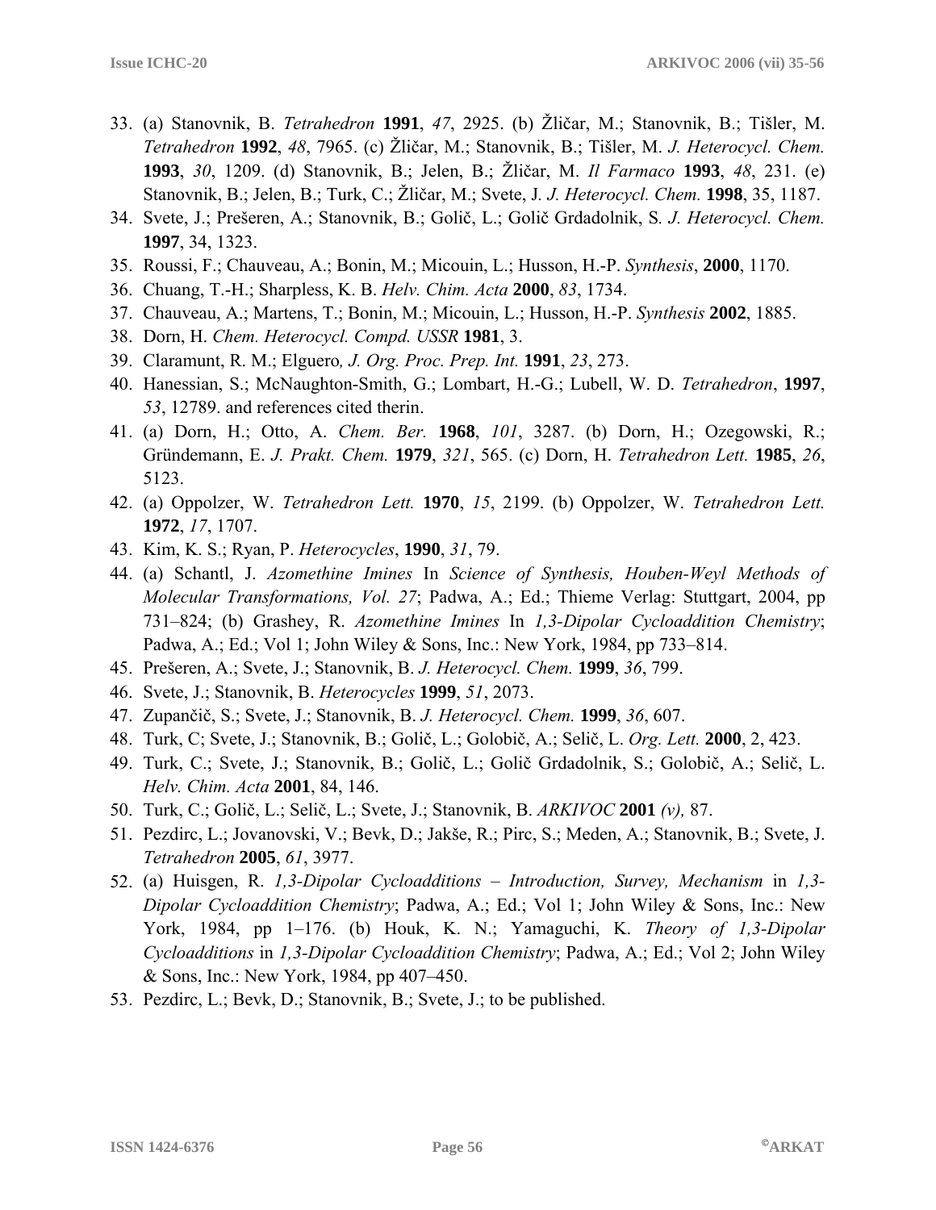33. (a) Stanovnik, B. *Tetrahedron* **1991**, *47*, 2925. (b) Žličar, M.; Stanovnik, B.; Tišler, M. *Tetrahedron* **1992**, *48*, 7965. (c) Žličar, M.; Stanovnik, B.; Tišler, M. *J. Heterocycl. Chem.* **1993**, *30*, 1209. (d) Stanovnik, B.; Jelen, B.; Žličar, M. *Il Farmaco* **1993**, *48*, 231. (e) Stanovnik, B.; Jelen, B.; Turk, C.; Žličar, M.; Svete, J. *J. Heterocycl. Chem.* **1998**, 35, 1187.
34. Svete, J.; Prešeren, A.; Stanovnik, B.; Golič, L.; Golič Grdadolnik, S. *J. Heterocycl. Chem.* **1997**, 34, 1323.
35. Roussi, F.; Chauveau, A.; Bonin, M.; Micouin, L.; Husson, H.-P. *Synthesis*, **2000**, 1170.
36. Chuang, T.-H.; Sharpless, K. B. *Helv. Chim. Acta* **2000**, *83*, 1734.
37. Chauveau, A.; Martens, T.; Bonin, M.; Micouin, L.; Husson, H.-P. *Synthesis* **2002**, 1885.
38. Dorn, H. *Chem. Heterocycl. Compd. USSR* **1981**, 3.
39. Claramunt, R. M.; Elguero*, J. Org. Proc. Prep. Int.* **1991**, *23*, 273.
40. Hanessian, S.; McNaughton-Smith, G.; Lombart, H.-G.; Lubell, W. D. *Tetrahedron*, **1997**, *53*, 12789. and references cited therin.
41. (a) Dorn, H.; Otto, A. *Chem. Ber.* **1968**, *101*, 3287. (b) Dorn, H.; Ozegowski, R.; Gründemann, E. *J. Prakt. Chem.* **1979**, *321*, 565. (c) Dorn, H. *Tetrahedron Lett.* **1985**, *26*, 5123.
42. (a) Oppolzer, W. *Tetrahedron Lett.* **1970**, *15*, 2199. (b) Oppolzer, W. *Tetrahedron Lett.* **1972**, *17*, 1707.
43. Kim, K. S.; Ryan, P. *Heterocycles*, **1990**, *31*, 79.
44. (a) Schantl, J. *Azomethine Imines* In *Science of Synthesis, Houben-Weyl Methods of Molecular Transformations, Vol. 27*; Padwa, A.; Ed.; Thieme Verlag: Stuttgart, 2004, pp 731–824; (b) Grashey, R. *Azomethine Imines* In *1,3-Dipolar Cycloaddition Chemistry*; Padwa, A.; Ed.; Vol 1; John Wiley & Sons, Inc.: New York, 1984, pp 733–814.
45. Prešeren, A.; Svete, J.; Stanovnik, B. *J. Heterocycl. Chem.* **1999**, *36*, 799.
46. Svete, J.; Stanovnik, B. *Heterocycles* **1999**, *51*, 2073.
47. Zupančič, S.; Svete, J.; Stanovnik, B. *J. Heterocycl. Chem.* **1999**, *36*, 607.
48. Turk, C; Svete, J.; Stanovnik, B.; Golič, L.; Golobič, A.; Selič, L. *Org. Lett.* **2000**, 2, 423.
49. Turk, C.; Svete, J.; Stanovnik, B.; Golič, L.; Golič Grdadolnik, S.; Golobič, A.; Selič, L. *Helv. Chim. Acta* **2001**, 84, 146.
50. Turk, C.; Golič, L.; Selič, L.; Svete, J.; Stanovnik, B. *ARKIVOC* **2001** *(v),* 87.
51. Pezdirc, L.; Jovanovski, V.; Bevk, D.; Jakše, R.; Pirc, S.; Meden, A.; Stanovnik, B.; Svete, J. *Tetrahedron* **2005**, *61*, 3977.
52. (a) Huisgen, R. *1,3-Dipolar Cycloadditions – Introduction, Survey, Mechanism* in *1,3-Dipolar Cycloaddition Chemistry*; Padwa, A.; Ed.; Vol 1; John Wiley & Sons, Inc.: New York, 1984, pp 1–176. (b) Houk, K. N.; Yamaguchi, K. *Theory of 1,3-Dipolar Cycloadditions* in *1,3-Dipolar Cycloaddition Chemistry*; Padwa, A.; Ed.; Vol 2; John Wiley & Sons, Inc.: New York, 1984, pp 407–450.
53. Pezdirc, L.; Bevk, D.; Stanovnik, B.; Svete, J.; to be published.